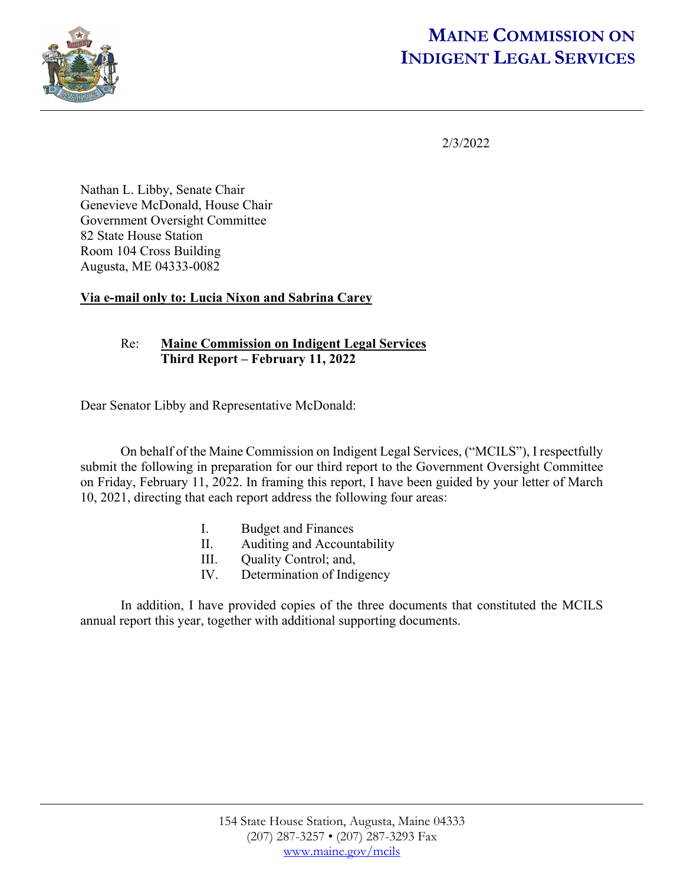# MAINE COMMISSION ON INDIGENT LEGAL SERVICES

2/3/2022

Nathan L. Libby, Senate Chair
Genevieve McDonald, House Chair
Government Oversight Committee
82 State House Station
Room 104 Cross Building
Augusta, ME 04333-0082

**Via e-mail only to: Lucia Nixon and Sabrina Carey**

Re: **Maine Commission on Indigent Legal Services**
**Third Report – February 11, 2022**

Dear Senator Libby and Representative McDonald:

On behalf of the Maine Commission on Indigent Legal Services, ("MCILS"), I respectfully submit the following in preparation for our third report to the Government Oversight Committee on Friday, February 11, 2022. In framing this report, I have been guided by your letter of March 10, 2021, directing that each report address the following four areas:

I. Budget and Finances
II. Auditing and Accountability
III. Quality Control; and,
IV. Determination of Indigency

In addition, I have provided copies of the three documents that constituted the MCILS annual report this year, together with additional supporting documents.

154 State House Station, Augusta, Maine 04333
(207) 287-3257 • (207) 287-3293 Fax
www.maine.gov/mcils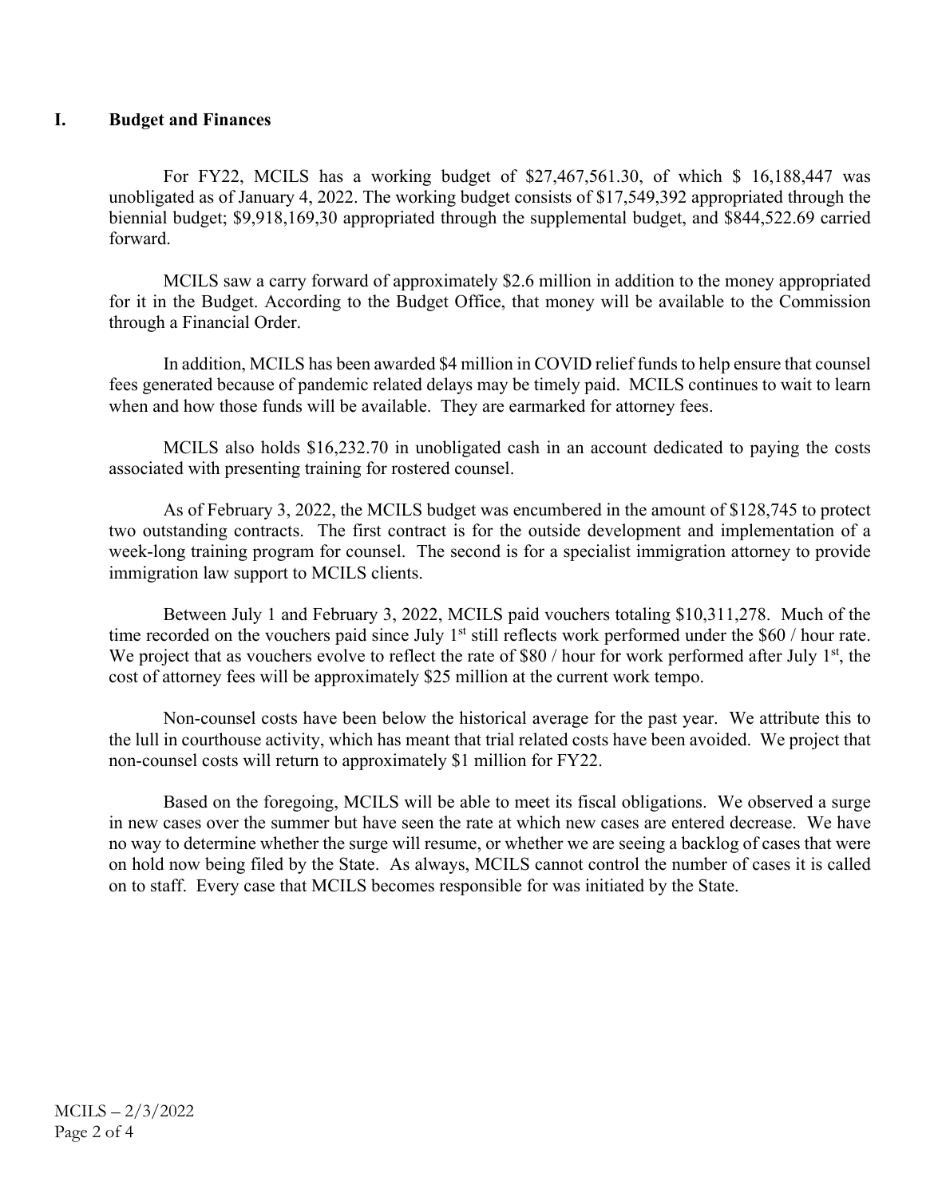## I. Budget and Finances

For FY22, MCILS has a working budget of $27,467,561.30, of which $ 16,188,447 was unobligated as of January 4, 2022. The working budget consists of $17,549,392 appropriated through the biennial budget; $9,918,169,30 appropriated through the supplemental budget, and $844,522.69 carried forward.

MCILS saw a carry forward of approximately $2.6 million in addition to the money appropriated for it in the Budget. According to the Budget Office, that money will be available to the Commission through a Financial Order.

In addition, MCILS has been awarded $4 million in COVID relief funds to help ensure that counsel fees generated because of pandemic related delays may be timely paid. MCILS continues to wait to learn when and how those funds will be available. They are earmarked for attorney fees.

MCILS also holds $16,232.70 in unobligated cash in an account dedicated to paying the costs associated with presenting training for rostered counsel.

As of February 3, 2022, the MCILS budget was encumbered in the amount of $128,745 to protect two outstanding contracts. The first contract is for the outside development and implementation of a week-long training program for counsel. The second is for a specialist immigration attorney to provide immigration law support to MCILS clients.

Between July 1 and February 3, 2022, MCILS paid vouchers totaling $10,311,278. Much of the time recorded on the vouchers paid since July 1st still reflects work performed under the $60 / hour rate. We project that as vouchers evolve to reflect the rate of $80 / hour for work performed after July 1st, the cost of attorney fees will be approximately $25 million at the current work tempo.

Non-counsel costs have been below the historical average for the past year. We attribute this to the lull in courthouse activity, which has meant that trial related costs have been avoided. We project that non-counsel costs will return to approximately $1 million for FY22.

Based on the foregoing, MCILS will be able to meet its fiscal obligations. We observed a surge in new cases over the summer but have seen the rate at which new cases are entered decrease. We have no way to determine whether the surge will resume, or whether we are seeing a backlog of cases that were on hold now being filed by the State. As always, MCILS cannot control the number of cases it is called on to staff. Every case that MCILS becomes responsible for was initiated by the State.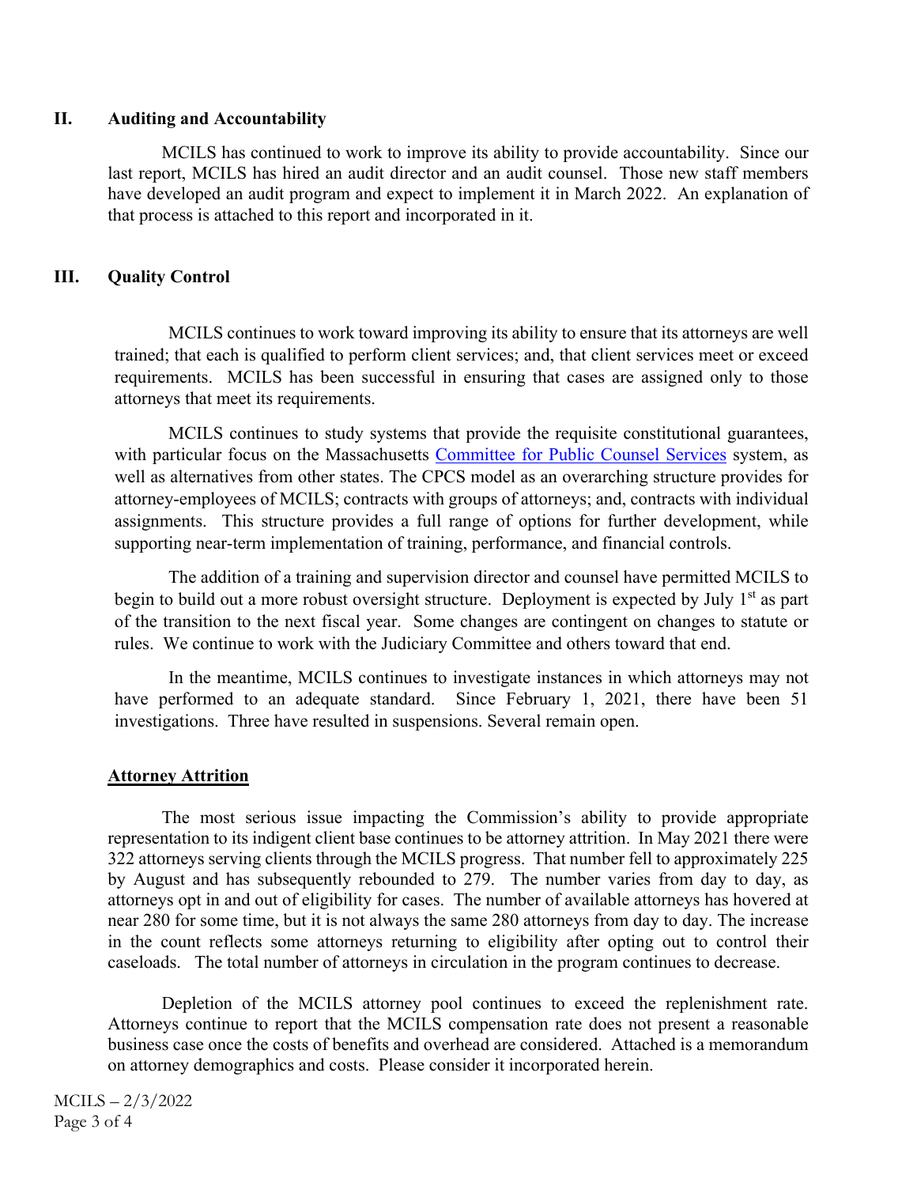## II. Auditing and Accountability

MCILS has continued to work to improve its ability to provide accountability. Since our last report, MCILS has hired an audit director and an audit counsel. Those new staff members have developed an audit program and expect to implement it in March 2022. An explanation of that process is attached to this report and incorporated in it.

## III. Quality Control

MCILS continues to work toward improving its ability to ensure that its attorneys are well trained; that each is qualified to perform client services; and, that client services meet or exceed requirements. MCILS has been successful in ensuring that cases are assigned only to those attorneys that meet its requirements.

MCILS continues to study systems that provide the requisite constitutional guarantees, with particular focus on the Massachusetts Committee for Public Counsel Services system, as well as alternatives from other states. The CPCS model as an overarching structure provides for attorney-employees of MCILS; contracts with groups of attorneys; and, contracts with individual assignments. This structure provides a full range of options for further development, while supporting near-term implementation of training, performance, and financial controls.

The addition of a training and supervision director and counsel have permitted MCILS to begin to build out a more robust oversight structure. Deployment is expected by July 1st as part of the transition to the next fiscal year. Some changes are contingent on changes to statute or rules. We continue to work with the Judiciary Committee and others toward that end.

In the meantime, MCILS continues to investigate instances in which attorneys may not have performed to an adequate standard. Since February 1, 2021, there have been 51 investigations. Three have resulted in suspensions. Several remain open.

### <u>Attorney Attrition</u>

The most serious issue impacting the Commission's ability to provide appropriate representation to its indigent client base continues to be attorney attrition. In May 2021 there were 322 attorneys serving clients through the MCILS progress. That number fell to approximately 225 by August and has subsequently rebounded to 279. The number varies from day to day, as attorneys opt in and out of eligibility for cases. The number of available attorneys has hovered at near 280 for some time, but it is not always the same 280 attorneys from day to day. The increase in the count reflects some attorneys returning to eligibility after opting out to control their caseloads. The total number of attorneys in circulation in the program continues to decrease.

Depletion of the MCILS attorney pool continues to exceed the replenishment rate. Attorneys continue to report that the MCILS compensation rate does not present a reasonable business case once the costs of benefits and overhead are considered. Attached is a memorandum on attorney demographics and costs. Please consider it incorporated herein.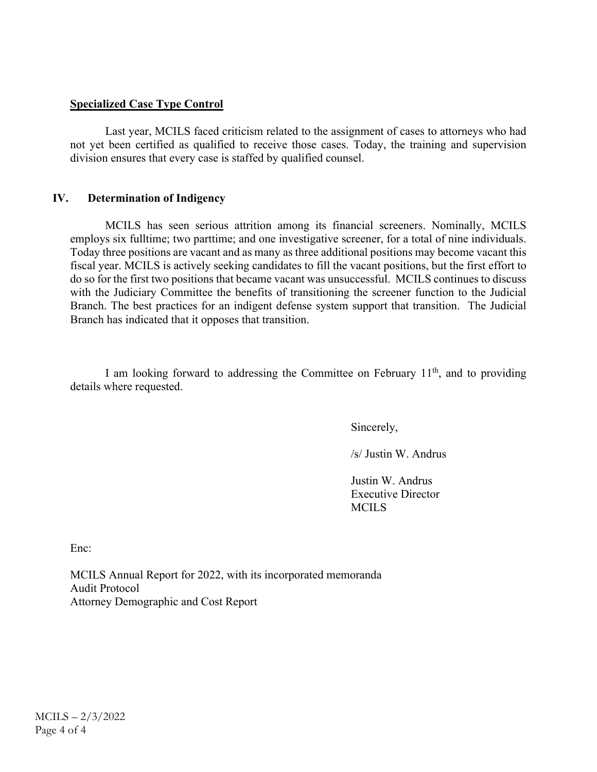**Specialized Case Type Control**

Last year, MCILS faced criticism related to the assignment of cases to attorneys who had not yet been certified as qualified to receive those cases. Today, the training and supervision division ensures that every case is staffed by qualified counsel.

## IV. Determination of Indigency

MCILS has seen serious attrition among its financial screeners. Nominally, MCILS employs six fulltime; two parttime; and one investigative screener, for a total of nine individuals. Today three positions are vacant and as many as three additional positions may become vacant this fiscal year. MCILS is actively seeking candidates to fill the vacant positions, but the first effort to do so for the first two positions that became vacant was unsuccessful. MCILS continues to discuss with the Judiciary Committee the benefits of transitioning the screener function to the Judicial Branch. The best practices for an indigent defense system support that transition. The Judicial Branch has indicated that it opposes that transition.

I am looking forward to addressing the Committee on February 11th, and to providing details where requested.

Sincerely,

/s/ Justin W. Andrus

Justin W. Andrus
Executive Director
MCILS

Enc:

MCILS Annual Report for 2022, with its incorporated memoranda
Audit Protocol
Attorney Demographic and Cost Report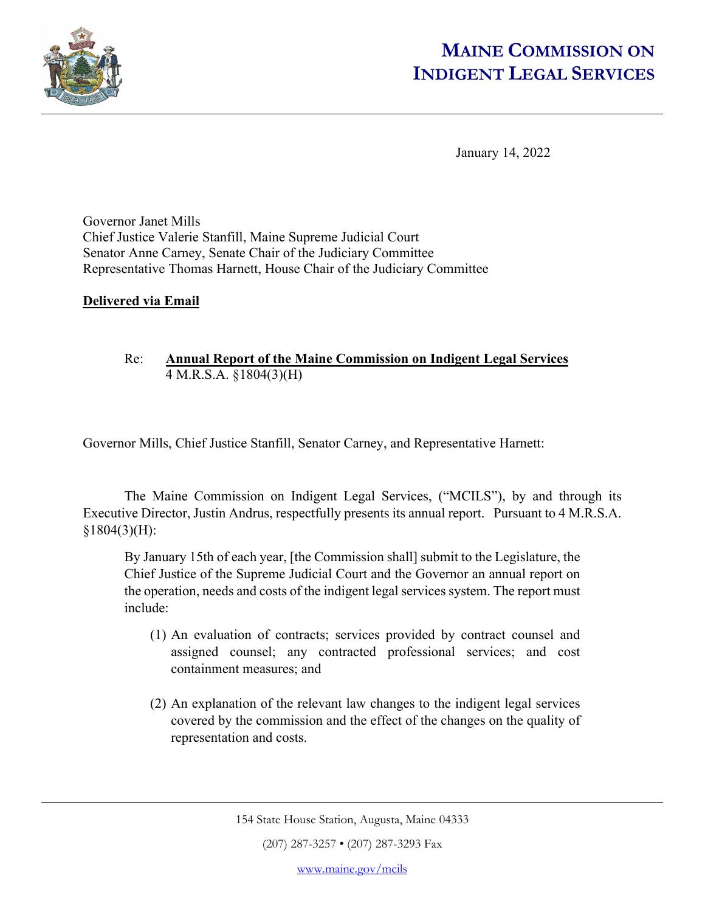# MAINE COMMISSION ON INDIGENT LEGAL SERVICES

January 14, 2022

Governor Janet Mills
Chief Justice Valerie Stanfill, Maine Supreme Judicial Court
Senator Anne Carney, Senate Chair of the Judiciary Committee
Representative Thomas Harnett, House Chair of the Judiciary Committee

**Delivered via Email**

Re: **Annual Report of the Maine Commission on Indigent Legal Services**
4 M.R.S.A. §1804(3)(H)

Governor Mills, Chief Justice Stanfill, Senator Carney, and Representative Harnett:

The Maine Commission on Indigent Legal Services, ("MCILS"), by and through its Executive Director, Justin Andrus, respectfully presents its annual report. Pursuant to 4 M.R.S.A. §1804(3)(H):

> By January 15th of each year, [the Commission shall] submit to the Legislature, the Chief Justice of the Supreme Judicial Court and the Governor an annual report on the operation, needs and costs of the indigent legal services system. The report must include:
>
> (1) An evaluation of contracts; services provided by contract counsel and assigned counsel; any contracted professional services; and cost containment measures; and
>
> (2) An explanation of the relevant law changes to the indigent legal services covered by the commission and the effect of the changes on the quality of representation and costs.

154 State House Station, Augusta, Maine 04333

(207) 287-3257 • (207) 287-3293 Fax

www.maine.gov/mcils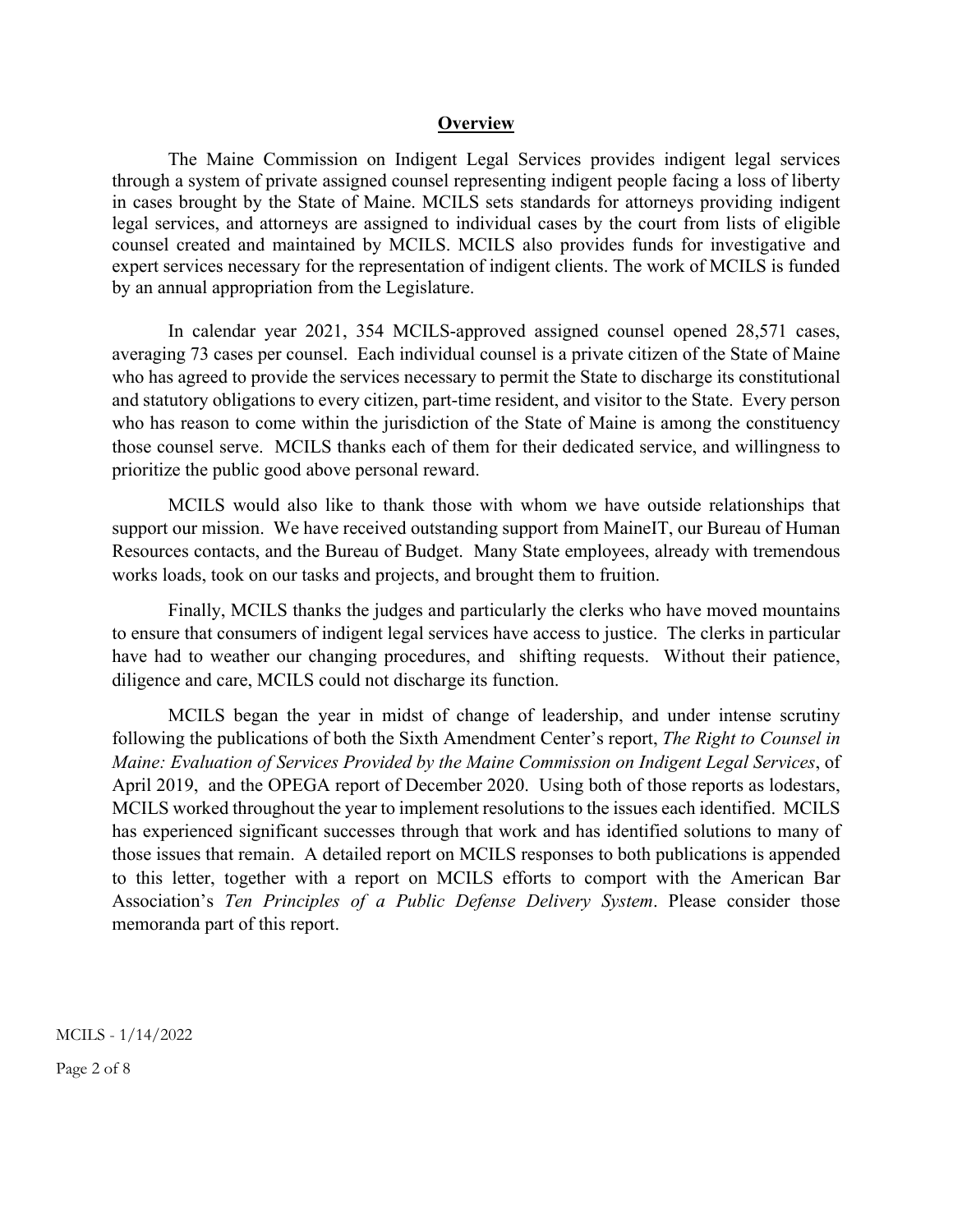## Overview

The Maine Commission on Indigent Legal Services provides indigent legal services through a system of private assigned counsel representing indigent people facing a loss of liberty in cases brought by the State of Maine. MCILS sets standards for attorneys providing indigent legal services, and attorneys are assigned to individual cases by the court from lists of eligible counsel created and maintained by MCILS. MCILS also provides funds for investigative and expert services necessary for the representation of indigent clients. The work of MCILS is funded by an annual appropriation from the Legislature.

In calendar year 2021, 354 MCILS-approved assigned counsel opened 28,571 cases, averaging 73 cases per counsel. Each individual counsel is a private citizen of the State of Maine who has agreed to provide the services necessary to permit the State to discharge its constitutional and statutory obligations to every citizen, part-time resident, and visitor to the State. Every person who has reason to come within the jurisdiction of the State of Maine is among the constituency those counsel serve. MCILS thanks each of them for their dedicated service, and willingness to prioritize the public good above personal reward.

MCILS would also like to thank those with whom we have outside relationships that support our mission. We have received outstanding support from MaineIT, our Bureau of Human Resources contacts, and the Bureau of Budget. Many State employees, already with tremendous works loads, took on our tasks and projects, and brought them to fruition.

Finally, MCILS thanks the judges and particularly the clerks who have moved mountains to ensure that consumers of indigent legal services have access to justice. The clerks in particular have had to weather our changing procedures, and shifting requests. Without their patience, diligence and care, MCILS could not discharge its function.

MCILS began the year in midst of change of leadership, and under intense scrutiny following the publications of both the Sixth Amendment Center's report, *The Right to Counsel in Maine: Evaluation of Services Provided by the Maine Commission on Indigent Legal Services*, of April 2019, and the OPEGA report of December 2020. Using both of those reports as lodestars, MCILS worked throughout the year to implement resolutions to the issues each identified. MCILS has experienced significant successes through that work and has identified solutions to many of those issues that remain. A detailed report on MCILS responses to both publications is appended to this letter, together with a report on MCILS efforts to comport with the American Bar Association's *Ten Principles of a Public Defense Delivery System*. Please consider those memoranda part of this report.

MCILS - 1/14/2022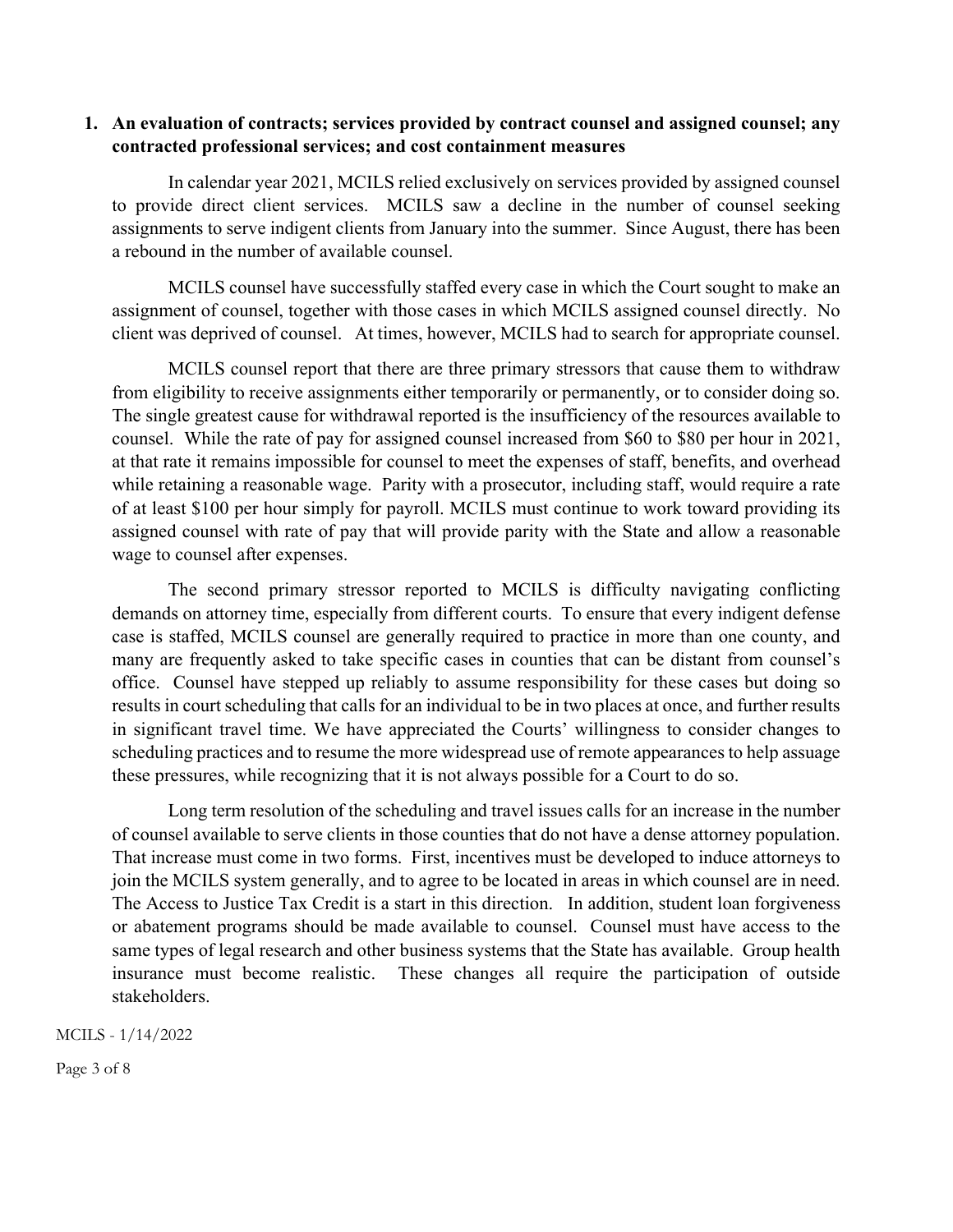1. **An evaluation of contracts; services provided by contract counsel and assigned counsel; any contracted professional services; and cost containment measures**

In calendar year 2021, MCILS relied exclusively on services provided by assigned counsel to provide direct client services. MCILS saw a decline in the number of counsel seeking assignments to serve indigent clients from January into the summer. Since August, there has been a rebound in the number of available counsel.

MCILS counsel have successfully staffed every case in which the Court sought to make an assignment of counsel, together with those cases in which MCILS assigned counsel directly. No client was deprived of counsel. At times, however, MCILS had to search for appropriate counsel.

MCILS counsel report that there are three primary stressors that cause them to withdraw from eligibility to receive assignments either temporarily or permanently, or to consider doing so. The single greatest cause for withdrawal reported is the insufficiency of the resources available to counsel. While the rate of pay for assigned counsel increased from $60 to $80 per hour in 2021, at that rate it remains impossible for counsel to meet the expenses of staff, benefits, and overhead while retaining a reasonable wage. Parity with a prosecutor, including staff, would require a rate of at least $100 per hour simply for payroll. MCILS must continue to work toward providing its assigned counsel with rate of pay that will provide parity with the State and allow a reasonable wage to counsel after expenses.

The second primary stressor reported to MCILS is difficulty navigating conflicting demands on attorney time, especially from different courts. To ensure that every indigent defense case is staffed, MCILS counsel are generally required to practice in more than one county, and many are frequently asked to take specific cases in counties that can be distant from counsel's office. Counsel have stepped up reliably to assume responsibility for these cases but doing so results in court scheduling that calls for an individual to be in two places at once, and further results in significant travel time. We have appreciated the Courts' willingness to consider changes to scheduling practices and to resume the more widespread use of remote appearances to help assuage these pressures, while recognizing that it is not always possible for a Court to do so.

Long term resolution of the scheduling and travel issues calls for an increase in the number of counsel available to serve clients in those counties that do not have a dense attorney population. That increase must come in two forms. First, incentives must be developed to induce attorneys to join the MCILS system generally, and to agree to be located in areas in which counsel are in need. The Access to Justice Tax Credit is a start in this direction. In addition, student loan forgiveness or abatement programs should be made available to counsel. Counsel must have access to the same types of legal research and other business systems that the State has available. Group health insurance must become realistic. These changes all require the participation of outside stakeholders.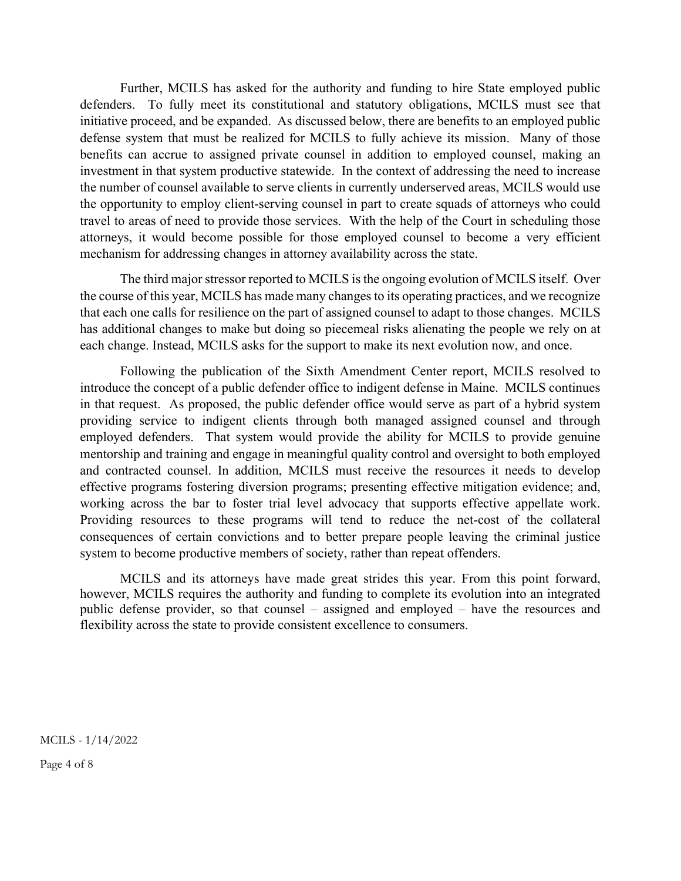Further, MCILS has asked for the authority and funding to hire State employed public defenders. To fully meet its constitutional and statutory obligations, MCILS must see that initiative proceed, and be expanded. As discussed below, there are benefits to an employed public defense system that must be realized for MCILS to fully achieve its mission. Many of those benefits can accrue to assigned private counsel in addition to employed counsel, making an investment in that system productive statewide. In the context of addressing the need to increase the number of counsel available to serve clients in currently underserved areas, MCILS would use the opportunity to employ client-serving counsel in part to create squads of attorneys who could travel to areas of need to provide those services. With the help of the Court in scheduling those attorneys, it would become possible for those employed counsel to become a very efficient mechanism for addressing changes in attorney availability across the state.

The third major stressor reported to MCILS is the ongoing evolution of MCILS itself. Over the course of this year, MCILS has made many changes to its operating practices, and we recognize that each one calls for resilience on the part of assigned counsel to adapt to those changes. MCILS has additional changes to make but doing so piecemeal risks alienating the people we rely on at each change. Instead, MCILS asks for the support to make its next evolution now, and once.

Following the publication of the Sixth Amendment Center report, MCILS resolved to introduce the concept of a public defender office to indigent defense in Maine. MCILS continues in that request. As proposed, the public defender office would serve as part of a hybrid system providing service to indigent clients through both managed assigned counsel and through employed defenders. That system would provide the ability for MCILS to provide genuine mentorship and training and engage in meaningful quality control and oversight to both employed and contracted counsel. In addition, MCILS must receive the resources it needs to develop effective programs fostering diversion programs; presenting effective mitigation evidence; and, working across the bar to foster trial level advocacy that supports effective appellate work. Providing resources to these programs will tend to reduce the net-cost of the collateral consequences of certain convictions and to better prepare people leaving the criminal justice system to become productive members of society, rather than repeat offenders.

MCILS and its attorneys have made great strides this year. From this point forward, however, MCILS requires the authority and funding to complete its evolution into an integrated public defense provider, so that counsel – assigned and employed – have the resources and flexibility across the state to provide consistent excellence to consumers.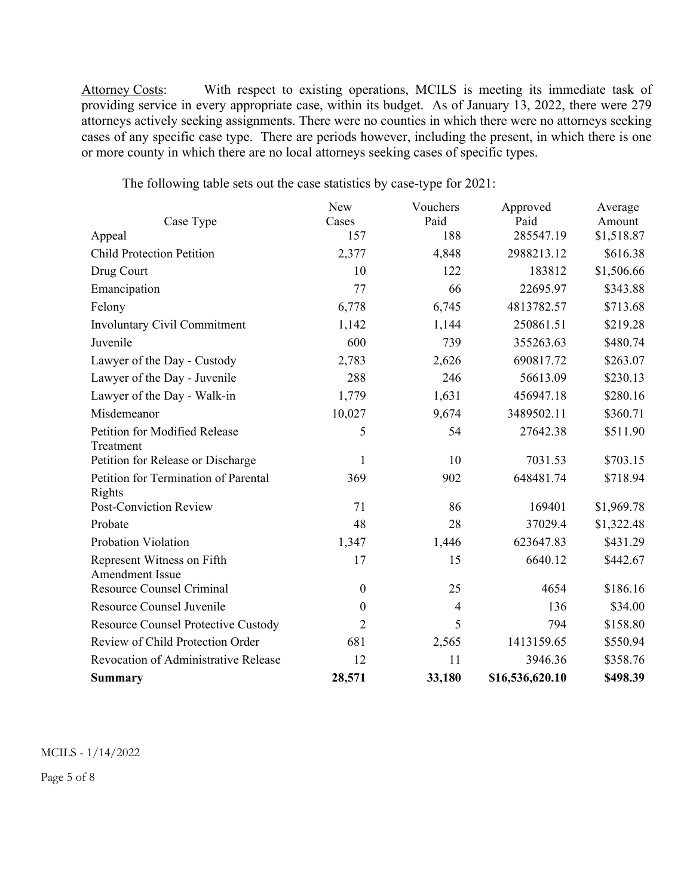<u>Attorney Costs</u>: With respect to existing operations, MCILS is meeting its immediate task of providing service in every appropriate case, within its budget. As of January 13, 2022, there were 279 attorneys actively seeking assignments. There were no counties in which there were no attorneys seeking cases of any specific case type. There are periods however, including the present, in which there is one or more county in which there are no local attorneys seeking cases of specific types.

The following table sets out the case statistics by case-type for 2021:

| Case Type | New Cases | Vouchers Paid | Approved Paid | Average Amount |
|---|---|---|---|---|
| Appeal | 157 | 188 | 285547.19 | $1,518.87 |
| Child Protection Petition | 2,377 | 4,848 | 2988213.12 | $616.38 |
| Drug Court | 10 | 122 | 183812 | $1,506.66 |
| Emancipation | 77 | 66 | 22695.97 | $343.88 |
| Felony | 6,778 | 6,745 | 4813782.57 | $713.68 |
| Involuntary Civil Commitment | 1,142 | 1,144 | 250861.51 | $219.28 |
| Juvenile | 600 | 739 | 355263.63 | $480.74 |
| Lawyer of the Day - Custody | 2,783 | 2,626 | 690817.72 | $263.07 |
| Lawyer of the Day - Juvenile | 288 | 246 | 56613.09 | $230.13 |
| Lawyer of the Day - Walk-in | 1,779 | 1,631 | 456947.18 | $280.16 |
| Misdemeanor | 10,027 | 9,674 | 3489502.11 | $360.71 |
| Petition for Modified Release Treatment | 5 | 54 | 27642.38 | $511.90 |
| Petition for Release or Discharge | 1 | 10 | 7031.53 | $703.15 |
| Petition for Termination of Parental Rights | 369 | 902 | 648481.74 | $718.94 |
| Post-Conviction Review | 71 | 86 | 169401 | $1,969.78 |
| Probate | 48 | 28 | 37029.4 | $1,322.48 |
| Probation Violation | 1,347 | 1,446 | 623647.83 | $431.29 |
| Represent Witness on Fifth Amendment Issue | 17 | 15 | 6640.12 | $442.67 |
| Resource Counsel Criminal | 0 | 25 | 4654 | $186.16 |
| Resource Counsel Juvenile | 0 | 4 | 136 | $34.00 |
| Resource Counsel Protective Custody | 2 | 5 | 794 | $158.80 |
| Review of Child Protection Order | 681 | 2,565 | 1413159.65 | $550.94 |
| Revocation of Administrative Release | 12 | 11 | 3946.36 | $358.76 |
| **Summary** | **28,571** | **33,180** | **$16,536,620.10** | **$498.39** |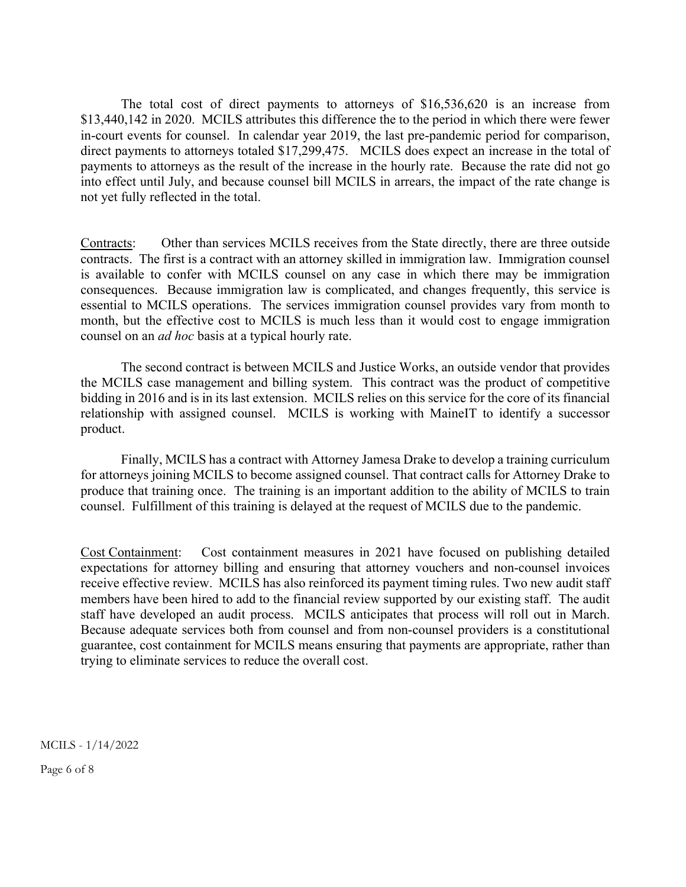The total cost of direct payments to attorneys of $16,536,620 is an increase from $13,440,142 in 2020. MCILS attributes this difference the to the period in which there were fewer in-court events for counsel. In calendar year 2019, the last pre-pandemic period for comparison, direct payments to attorneys totaled $17,299,475. MCILS does expect an increase in the total of payments to attorneys as the result of the increase in the hourly rate. Because the rate did not go into effect until July, and because counsel bill MCILS in arrears, the impact of the rate change is not yet fully reflected in the total.

<u>Contracts</u>: Other than services MCILS receives from the State directly, there are three outside contracts. The first is a contract with an attorney skilled in immigration law. Immigration counsel is available to confer with MCILS counsel on any case in which there may be immigration consequences. Because immigration law is complicated, and changes frequently, this service is essential to MCILS operations. The services immigration counsel provides vary from month to month, but the effective cost to MCILS is much less than it would cost to engage immigration counsel on an *ad hoc* basis at a typical hourly rate.

The second contract is between MCILS and Justice Works, an outside vendor that provides the MCILS case management and billing system. This contract was the product of competitive bidding in 2016 and is in its last extension. MCILS relies on this service for the core of its financial relationship with assigned counsel. MCILS is working with MaineIT to identify a successor product.

Finally, MCILS has a contract with Attorney Jamesa Drake to develop a training curriculum for attorneys joining MCILS to become assigned counsel. That contract calls for Attorney Drake to produce that training once. The training is an important addition to the ability of MCILS to train counsel. Fulfillment of this training is delayed at the request of MCILS due to the pandemic.

<u>Cost Containment</u>: Cost containment measures in 2021 have focused on publishing detailed expectations for attorney billing and ensuring that attorney vouchers and non-counsel invoices receive effective review. MCILS has also reinforced its payment timing rules. Two new audit staff members have been hired to add to the financial review supported by our existing staff. The audit staff have developed an audit process. MCILS anticipates that process will roll out in March. Because adequate services both from counsel and from non-counsel providers is a constitutional guarantee, cost containment for MCILS means ensuring that payments are appropriate, rather than trying to eliminate services to reduce the overall cost.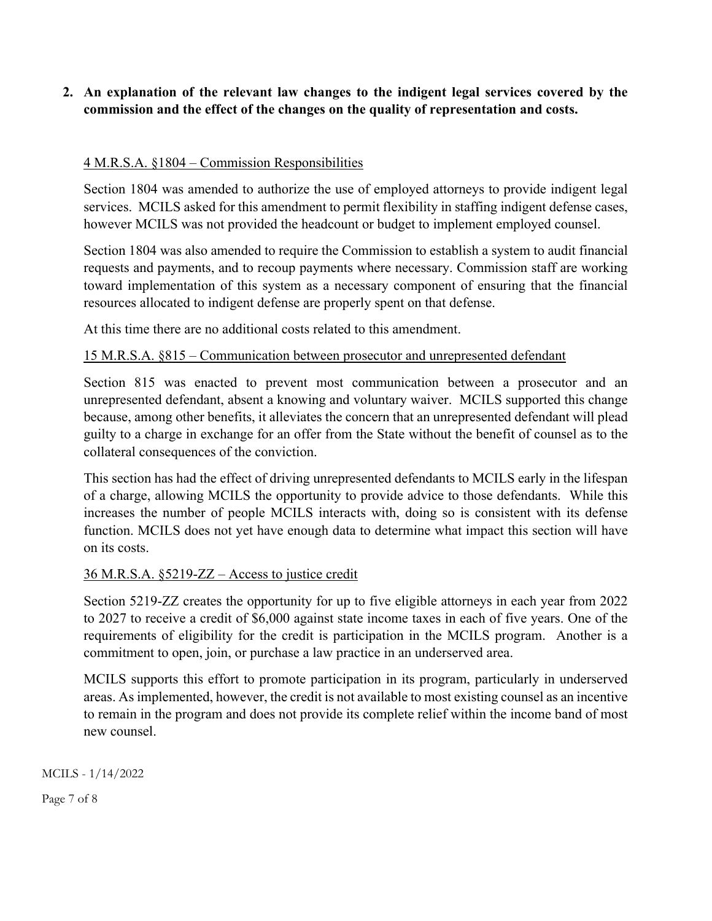**2. An explanation of the relevant law changes to the indigent legal services covered by the commission and the effect of the changes on the quality of representation and costs.**

4 M.R.S.A. §1804 – Commission Responsibilities

Section 1804 was amended to authorize the use of employed attorneys to provide indigent legal services. MCILS asked for this amendment to permit flexibility in staffing indigent defense cases, however MCILS was not provided the headcount or budget to implement employed counsel.

Section 1804 was also amended to require the Commission to establish a system to audit financial requests and payments, and to recoup payments where necessary. Commission staff are working toward implementation of this system as a necessary component of ensuring that the financial resources allocated to indigent defense are properly spent on that defense.

At this time there are no additional costs related to this amendment.

15 M.R.S.A. §815 – Communication between prosecutor and unrepresented defendant

Section 815 was enacted to prevent most communication between a prosecutor and an unrepresented defendant, absent a knowing and voluntary waiver. MCILS supported this change because, among other benefits, it alleviates the concern that an unrepresented defendant will plead guilty to a charge in exchange for an offer from the State without the benefit of counsel as to the collateral consequences of the conviction.

This section has had the effect of driving unrepresented defendants to MCILS early in the lifespan of a charge, allowing MCILS the opportunity to provide advice to those defendants. While this increases the number of people MCILS interacts with, doing so is consistent with its defense function. MCILS does not yet have enough data to determine what impact this section will have on its costs.

36 M.R.S.A. §5219-ZZ – Access to justice credit

Section 5219-ZZ creates the opportunity for up to five eligible attorneys in each year from 2022 to 2027 to receive a credit of $6,000 against state income taxes in each of five years. One of the requirements of eligibility for the credit is participation in the MCILS program. Another is a commitment to open, join, or purchase a law practice in an underserved area.

MCILS supports this effort to promote participation in its program, particularly in underserved areas. As implemented, however, the credit is not available to most existing counsel as an incentive to remain in the program and does not provide its complete relief within the income band of most new counsel.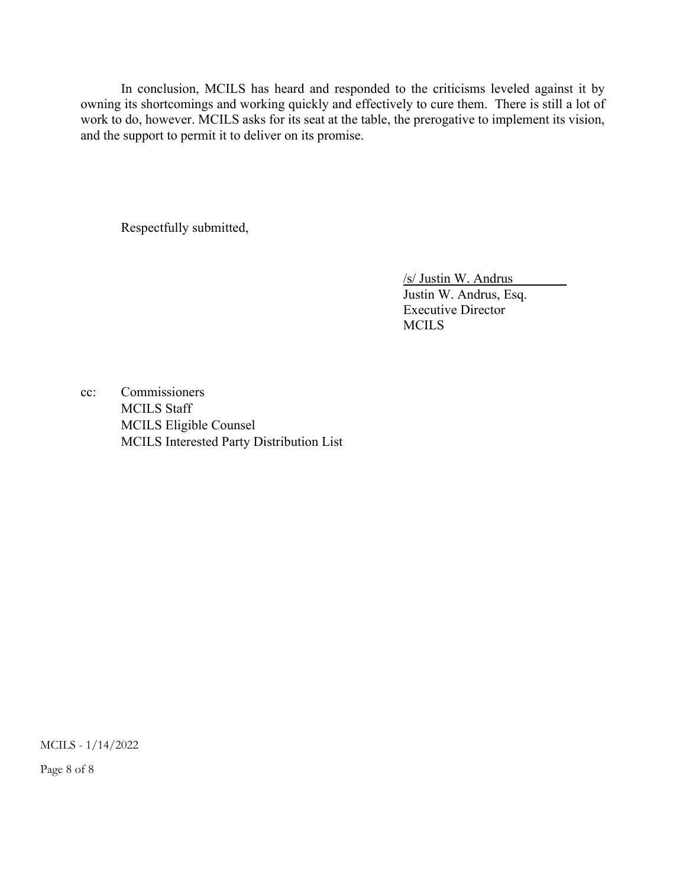In conclusion, MCILS has heard and responded to the criticisms leveled against it by owning its shortcomings and working quickly and effectively to cure them. There is still a lot of work to do, however. MCILS asks for its seat at the table, the prerogative to implement its vision, and the support to permit it to deliver on its promise.

Respectfully submitted,

/s/ Justin W. Andrus
Justin W. Andrus, Esq.
Executive Director
MCILS

cc: Commissioners
MCILS Staff
MCILS Eligible Counsel
MCILS Interested Party Distribution List

MCILS - 1/14/2022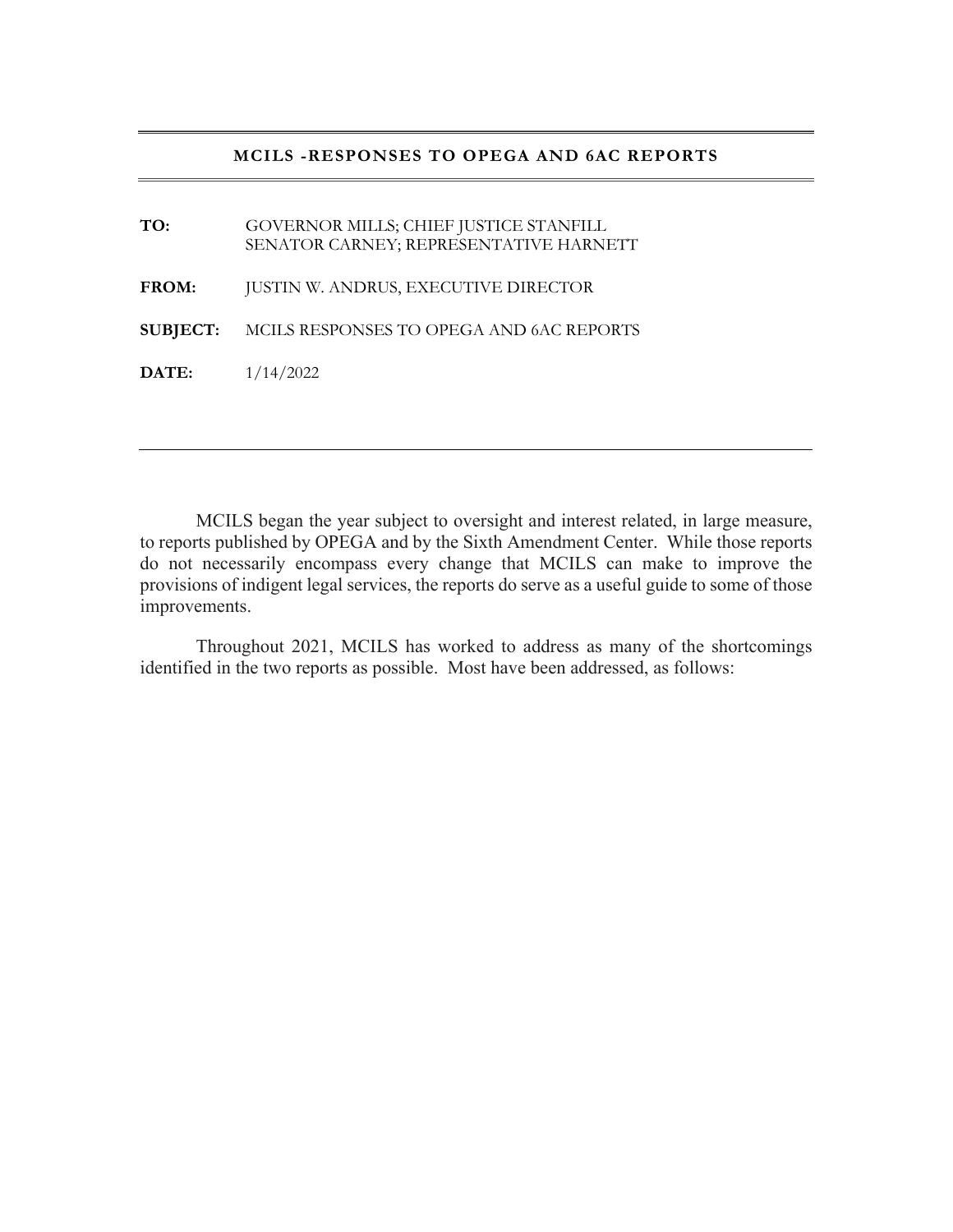## MCILS -RESPONSES TO OPEGA AND 6AC REPORTS

**TO:** GOVERNOR MILLS; CHIEF JUSTICE STANFILL
SENATOR CARNEY; REPRESENTATIVE HARNETT

**FROM:** JUSTIN W. ANDRUS, EXECUTIVE DIRECTOR

**SUBJECT:** MCILS RESPONSES TO OPEGA AND 6AC REPORTS

**DATE:** 1/14/2022

---

MCILS began the year subject to oversight and interest related, in large measure, to reports published by OPEGA and by the Sixth Amendment Center. While those reports do not necessarily encompass every change that MCILS can make to improve the provisions of indigent legal services, the reports do serve as a useful guide to some of those improvements.

Throughout 2021, MCILS has worked to address as many of the shortcomings identified in the two reports as possible. Most have been addressed, as follows: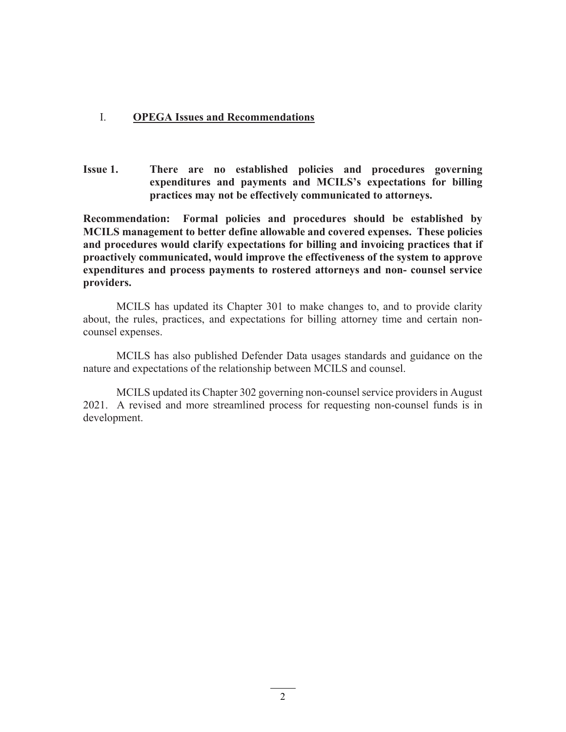## I. OPEGA Issues and Recommendations

**Issue 1. There are no established policies and procedures governing expenditures and payments and MCILS's expectations for billing practices may not be effectively communicated to attorneys.**

**Recommendation: Formal policies and procedures should be established by MCILS management to better define allowable and covered expenses. These policies and procedures would clarify expectations for billing and invoicing practices that if proactively communicated, would improve the effectiveness of the system to approve expenditures and process payments to rostered attorneys and non- counsel service providers.**

MCILS has updated its Chapter 301 to make changes to, and to provide clarity about, the rules, practices, and expectations for billing attorney time and certain non-counsel expenses.

MCILS has also published Defender Data usages standards and guidance on the nature and expectations of the relationship between MCILS and counsel.

MCILS updated its Chapter 302 governing non-counsel service providers in August 2021. A revised and more streamlined process for requesting non-counsel funds is in development.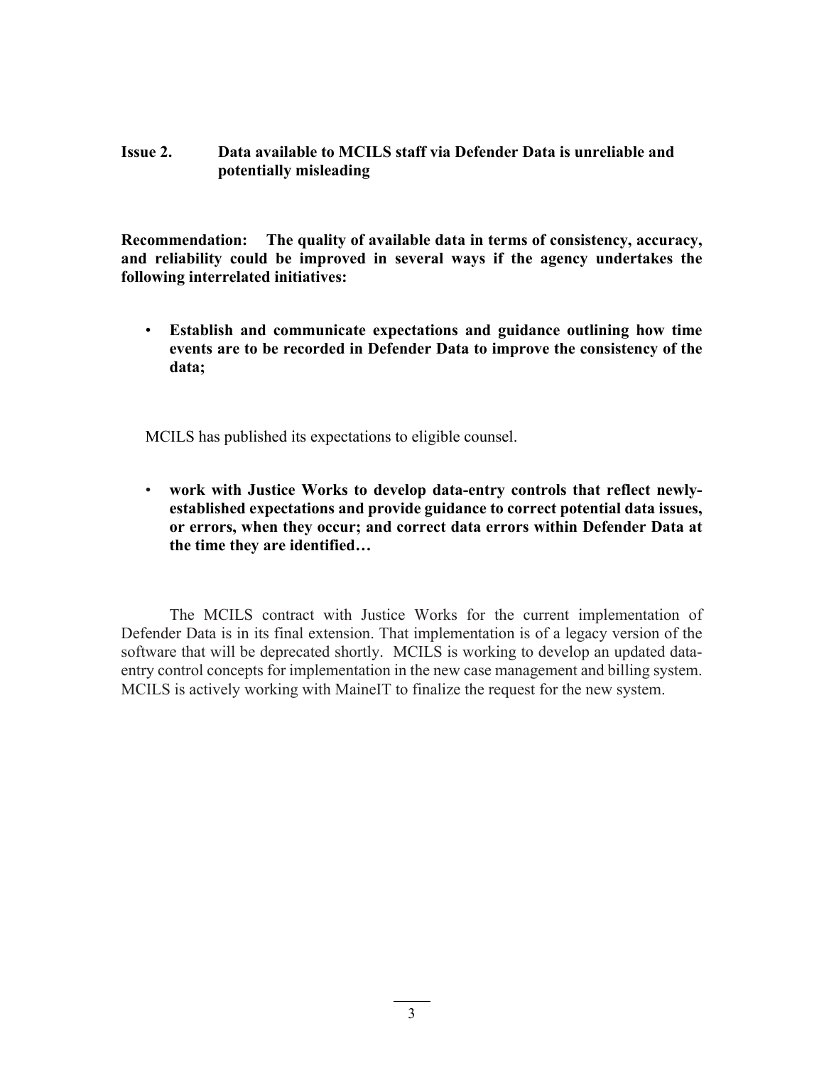**Issue 2. Data available to MCILS staff via Defender Data is unreliable and potentially misleading**

**Recommendation: The quality of available data in terms of consistency, accuracy, and reliability could be improved in several ways if the agency undertakes the following interrelated initiatives:**

- **Establish and communicate expectations and guidance outlining how time events are to be recorded in Defender Data to improve the consistency of the data;**

MCILS has published its expectations to eligible counsel.

- **work with Justice Works to develop data-entry controls that reflect newly-established expectations and provide guidance to correct potential data issues, or errors, when they occur; and correct data errors within Defender Data at the time they are identified…**

The MCILS contract with Justice Works for the current implementation of Defender Data is in its final extension. That implementation is of a legacy version of the software that will be deprecated shortly. MCILS is working to develop an updated data-entry control concepts for implementation in the new case management and billing system. MCILS is actively working with MaineIT to finalize the request for the new system.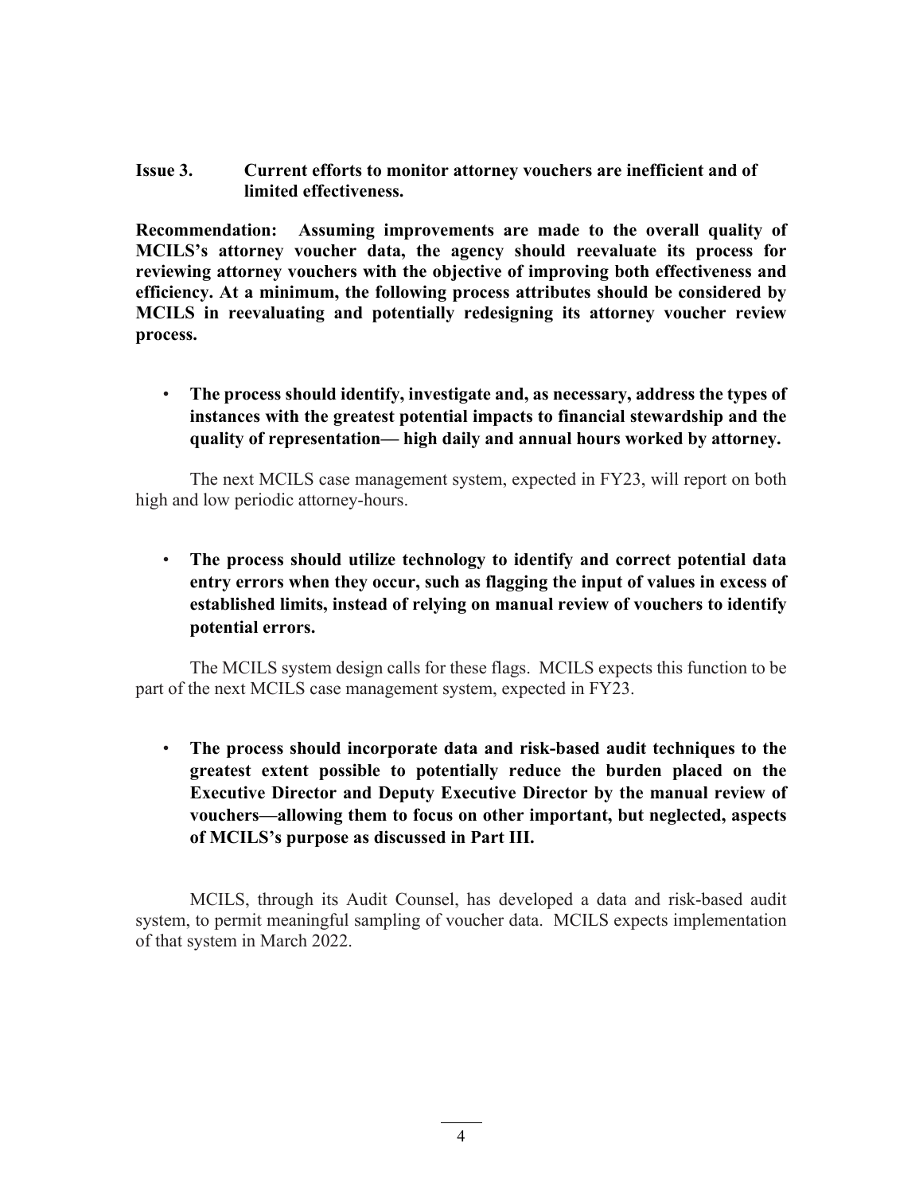**Issue 3. Current efforts to monitor attorney vouchers are inefficient and of limited effectiveness.**

**Recommendation: Assuming improvements are made to the overall quality of MCILS's attorney voucher data, the agency should reevaluate its process for reviewing attorney vouchers with the objective of improving both effectiveness and efficiency. At a minimum, the following process attributes should be considered by MCILS in reevaluating and potentially redesigning its attorney voucher review process.**

- **The process should identify, investigate and, as necessary, address the types of instances with the greatest potential impacts to financial stewardship and the quality of representation— high daily and annual hours worked by attorney.**

The next MCILS case management system, expected in FY23, will report on both high and low periodic attorney-hours.

- **The process should utilize technology to identify and correct potential data entry errors when they occur, such as flagging the input of values in excess of established limits, instead of relying on manual review of vouchers to identify potential errors.**

The MCILS system design calls for these flags. MCILS expects this function to be part of the next MCILS case management system, expected in FY23.

- **The process should incorporate data and risk-based audit techniques to the greatest extent possible to potentially reduce the burden placed on the Executive Director and Deputy Executive Director by the manual review of vouchers—allowing them to focus on other important, but neglected, aspects of MCILS's purpose as discussed in Part III.**

MCILS, through its Audit Counsel, has developed a data and risk-based audit system, to permit meaningful sampling of voucher data. MCILS expects implementation of that system in March 2022.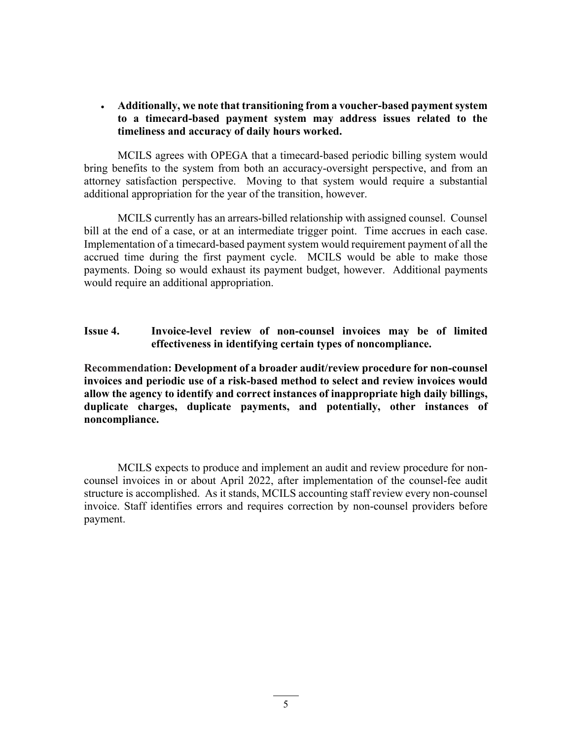- **Additionally, we note that transitioning from a voucher-based payment system to a timecard-based payment system may address issues related to the timeliness and accuracy of daily hours worked.**

MCILS agrees with OPEGA that a timecard-based periodic billing system would bring benefits to the system from both an accuracy-oversight perspective, and from an attorney satisfaction perspective. Moving to that system would require a substantial additional appropriation for the year of the transition, however.

MCILS currently has an arrears-billed relationship with assigned counsel. Counsel bill at the end of a case, or at an intermediate trigger point. Time accrues in each case. Implementation of a timecard-based payment system would requirement payment of all the accrued time during the first payment cycle. MCILS would be able to make those payments. Doing so would exhaust its payment budget, however. Additional payments would require an additional appropriation.

**Issue 4. Invoice-level review of non-counsel invoices may be of limited effectiveness in identifying certain types of noncompliance.**

**Recommendation: Development of a broader audit/review procedure for non-counsel invoices and periodic use of a risk-based method to select and review invoices would allow the agency to identify and correct instances of inappropriate high daily billings, duplicate charges, duplicate payments, and potentially, other instances of noncompliance.**

MCILS expects to produce and implement an audit and review procedure for non-counsel invoices in or about April 2022, after implementation of the counsel-fee audit structure is accomplished. As it stands, MCILS accounting staff review every non-counsel invoice. Staff identifies errors and requires correction by non-counsel providers before payment.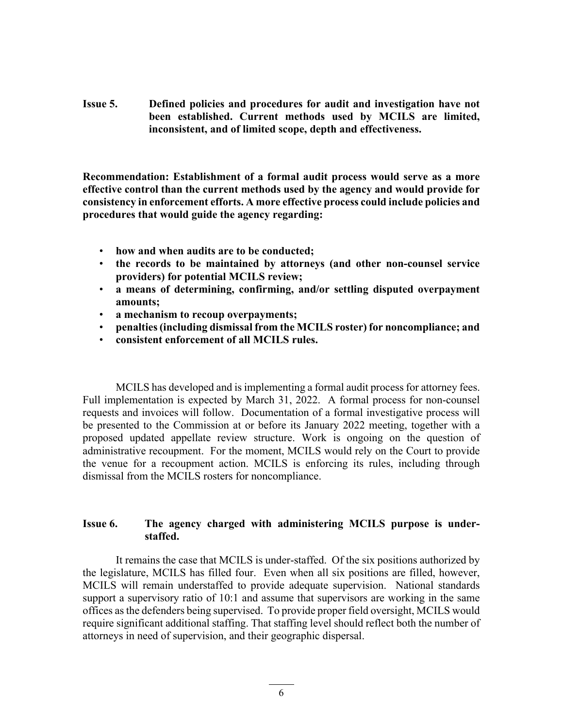**Issue 5. Defined policies and procedures for audit and investigation have not been established. Current methods used by MCILS are limited, inconsistent, and of limited scope, depth and effectiveness.**

**Recommendation: Establishment of a formal audit process would serve as a more effective control than the current methods used by the agency and would provide for consistency in enforcement efforts. A more effective process could include policies and procedures that would guide the agency regarding:**

- **how and when audits are to be conducted;**
- **the records to be maintained by attorneys (and other non-counsel service providers) for potential MCILS review;**
- **a means of determining, confirming, and/or settling disputed overpayment amounts;**
- **a mechanism to recoup overpayments;**
- **penalties (including dismissal from the MCILS roster) for noncompliance; and**
- **consistent enforcement of all MCILS rules.**

MCILS has developed and is implementing a formal audit process for attorney fees. Full implementation is expected by March 31, 2022. A formal process for non-counsel requests and invoices will follow. Documentation of a formal investigative process will be presented to the Commission at or before its January 2022 meeting, together with a proposed updated appellate review structure. Work is ongoing on the question of administrative recoupment. For the moment, MCILS would rely on the Court to provide the venue for a recoupment action. MCILS is enforcing its rules, including through dismissal from the MCILS rosters for noncompliance.

**Issue 6. The agency charged with administering MCILS purpose is under-staffed.**

It remains the case that MCILS is under-staffed. Of the six positions authorized by the legislature, MCILS has filled four. Even when all six positions are filled, however, MCILS will remain understaffed to provide adequate supervision. National standards support a supervisory ratio of 10:1 and assume that supervisors are working in the same offices as the defenders being supervised. To provide proper field oversight, MCILS would require significant additional staffing. That staffing level should reflect both the number of attorneys in need of supervision, and their geographic dispersal.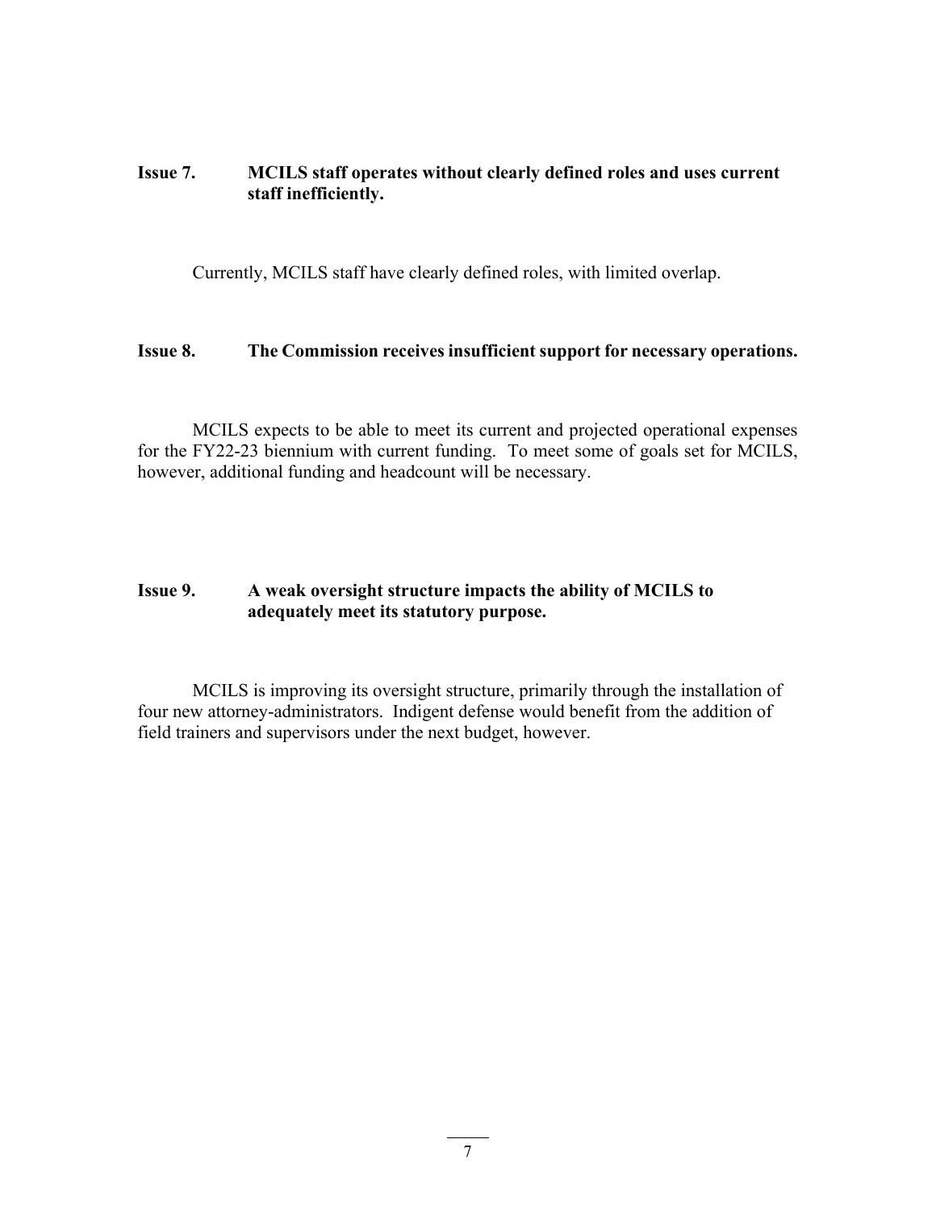**Issue 7. MCILS staff operates without clearly defined roles and uses current staff inefficiently.**

Currently, MCILS staff have clearly defined roles, with limited overlap.

**Issue 8. The Commission receives insufficient support for necessary operations.**

MCILS expects to be able to meet its current and projected operational expenses for the FY22-23 biennium with current funding. To meet some of goals set for MCILS, however, additional funding and headcount will be necessary.

**Issue 9. A weak oversight structure impacts the ability of MCILS to adequately meet its statutory purpose.**

MCILS is improving its oversight structure, primarily through the installation of four new attorney-administrators. Indigent defense would benefit from the addition of field trainers and supervisors under the next budget, however.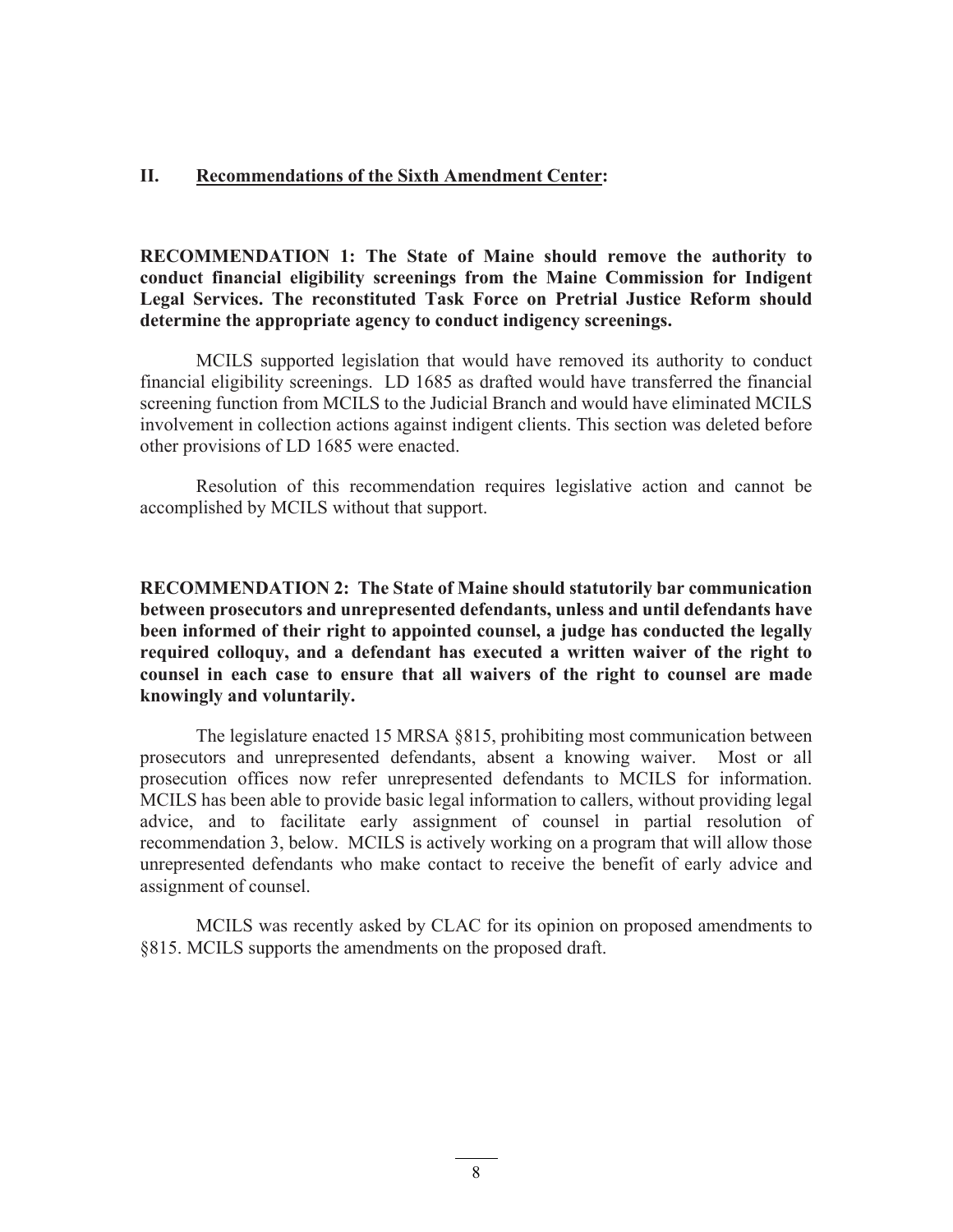## II. Recommendations of the Sixth Amendment Center:

**RECOMMENDATION 1: The State of Maine should remove the authority to conduct financial eligibility screenings from the Maine Commission for Indigent Legal Services. The reconstituted Task Force on Pretrial Justice Reform should determine the appropriate agency to conduct indigency screenings.**

MCILS supported legislation that would have removed its authority to conduct financial eligibility screenings. LD 1685 as drafted would have transferred the financial screening function from MCILS to the Judicial Branch and would have eliminated MCILS involvement in collection actions against indigent clients. This section was deleted before other provisions of LD 1685 were enacted.

Resolution of this recommendation requires legislative action and cannot be accomplished by MCILS without that support.

**RECOMMENDATION 2: The State of Maine should statutorily bar communication between prosecutors and unrepresented defendants, unless and until defendants have been informed of their right to appointed counsel, a judge has conducted the legally required colloquy, and a defendant has executed a written waiver of the right to counsel in each case to ensure that all waivers of the right to counsel are made knowingly and voluntarily.**

The legislature enacted 15 MRSA §815, prohibiting most communication between prosecutors and unrepresented defendants, absent a knowing waiver. Most or all prosecution offices now refer unrepresented defendants to MCILS for information. MCILS has been able to provide basic legal information to callers, without providing legal advice, and to facilitate early assignment of counsel in partial resolution of recommendation 3, below. MCILS is actively working on a program that will allow those unrepresented defendants who make contact to receive the benefit of early advice and assignment of counsel.

MCILS was recently asked by CLAC for its opinion on proposed amendments to §815. MCILS supports the amendments on the proposed draft.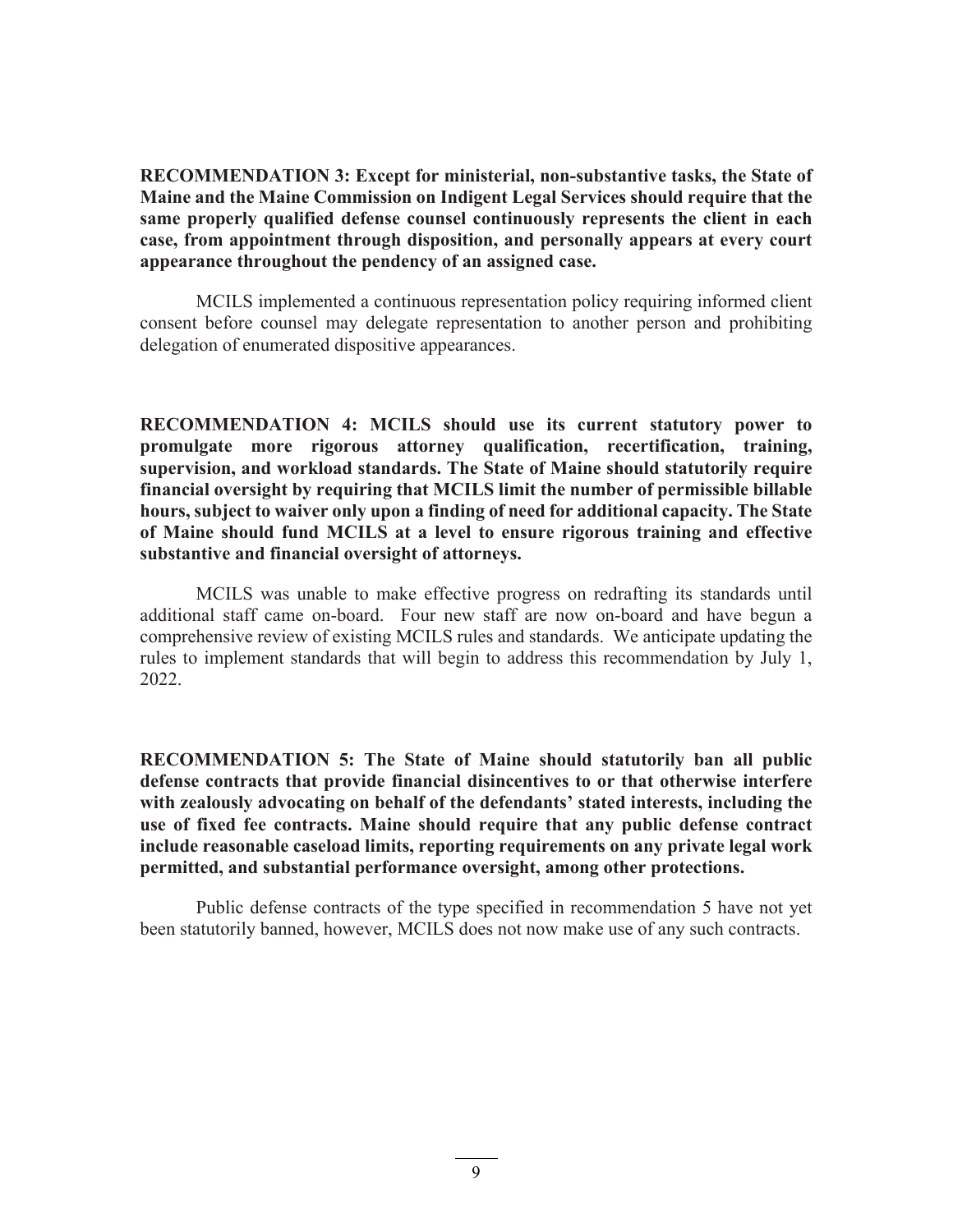**RECOMMENDATION 3: Except for ministerial, non-substantive tasks, the State of Maine and the Maine Commission on Indigent Legal Services should require that the same properly qualified defense counsel continuously represents the client in each case, from appointment through disposition, and personally appears at every court appearance throughout the pendency of an assigned case.**

MCILS implemented a continuous representation policy requiring informed client consent before counsel may delegate representation to another person and prohibiting delegation of enumerated dispositive appearances.

**RECOMMENDATION 4: MCILS should use its current statutory power to promulgate more rigorous attorney qualification, recertification, training, supervision, and workload standards. The State of Maine should statutorily require financial oversight by requiring that MCILS limit the number of permissible billable hours, subject to waiver only upon a finding of need for additional capacity. The State of Maine should fund MCILS at a level to ensure rigorous training and effective substantive and financial oversight of attorneys.**

MCILS was unable to make effective progress on redrafting its standards until additional staff came on-board. Four new staff are now on-board and have begun a comprehensive review of existing MCILS rules and standards. We anticipate updating the rules to implement standards that will begin to address this recommendation by July 1, 2022.

**RECOMMENDATION 5: The State of Maine should statutorily ban all public defense contracts that provide financial disincentives to or that otherwise interfere with zealously advocating on behalf of the defendants' stated interests, including the use of fixed fee contracts. Maine should require that any public defense contract include reasonable caseload limits, reporting requirements on any private legal work permitted, and substantial performance oversight, among other protections.**

Public defense contracts of the type specified in recommendation 5 have not yet been statutorily banned, however, MCILS does not now make use of any such contracts.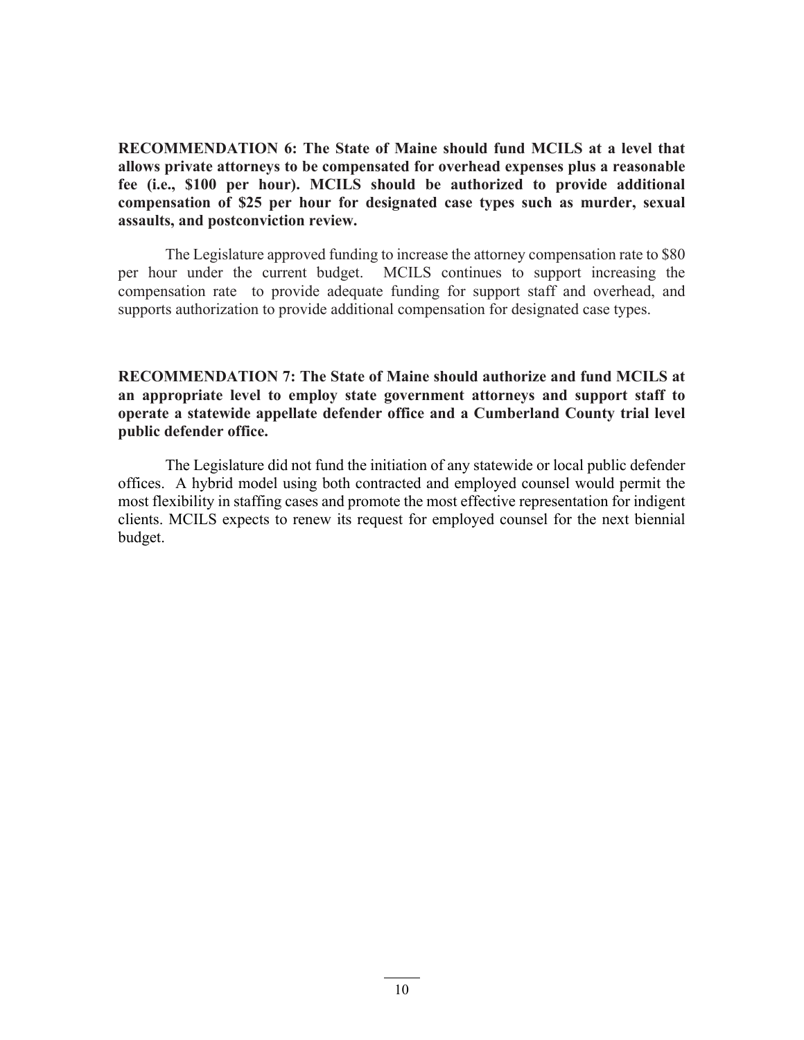**RECOMMENDATION 6: The State of Maine should fund MCILS at a level that allows private attorneys to be compensated for overhead expenses plus a reasonable fee (i.e., $100 per hour). MCILS should be authorized to provide additional compensation of $25 per hour for designated case types such as murder, sexual assaults, and postconviction review.**

The Legislature approved funding to increase the attorney compensation rate to $80 per hour under the current budget. MCILS continues to support increasing the compensation rate to provide adequate funding for support staff and overhead, and supports authorization to provide additional compensation for designated case types.

**RECOMMENDATION 7: The State of Maine should authorize and fund MCILS at an appropriate level to employ state government attorneys and support staff to operate a statewide appellate defender office and a Cumberland County trial level public defender office.**

The Legislature did not fund the initiation of any statewide or local public defender offices. A hybrid model using both contracted and employed counsel would permit the most flexibility in staffing cases and promote the most effective representation for indigent clients. MCILS expects to renew its request for employed counsel for the next biennial budget.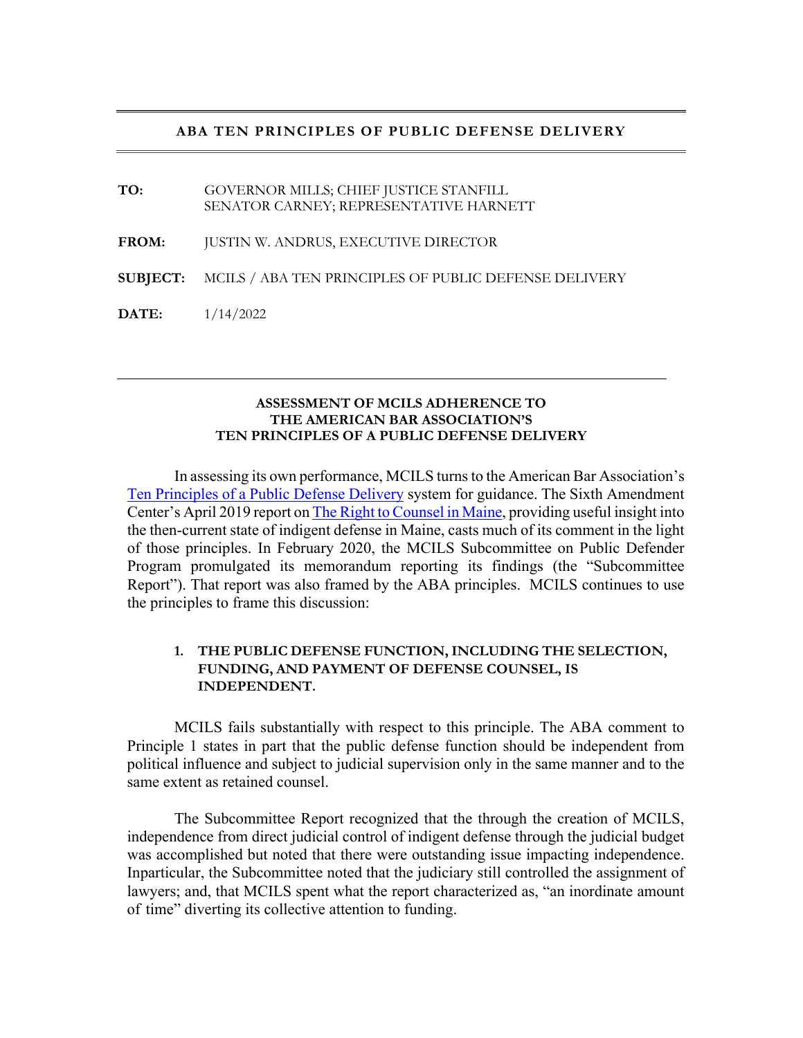**ABA TEN PRINCIPLES OF PUBLIC DEFENSE DELIVERY**

**TO:** GOVERNOR MILLS; CHIEF JUSTICE STANFILL
SENATOR CARNEY; REPRESENTATIVE HARNETT

**FROM:** JUSTIN W. ANDRUS, EXECUTIVE DIRECTOR

**SUBJECT:** MCILS / ABA TEN PRINCIPLES OF PUBLIC DEFENSE DELIVERY

**DATE:** 1/14/2022

---

**ASSESSMENT OF MCILS ADHERENCE TO THE AMERICAN BAR ASSOCIATION'S TEN PRINCIPLES OF A PUBLIC DEFENSE DELIVERY**

In assessing its own performance, MCILS turns to the American Bar Association's Ten Principles of a Public Defense Delivery system for guidance. The Sixth Amendment Center's April 2019 report on The Right to Counsel in Maine, providing useful insight into the then-current state of indigent defense in Maine, casts much of its comment in the light of those principles. In February 2020, the MCILS Subcommittee on Public Defender Program promulgated its memorandum reporting its findings (the "Subcommittee Report"). That report was also framed by the ABA principles. MCILS continues to use the principles to frame this discussion:

**1. THE PUBLIC DEFENSE FUNCTION, INCLUDING THE SELECTION, FUNDING, AND PAYMENT OF DEFENSE COUNSEL, IS INDEPENDENT.**

MCILS fails substantially with respect to this principle. The ABA comment to Principle 1 states in part that the public defense function should be independent from political influence and subject to judicial supervision only in the same manner and to the same extent as retained counsel.

The Subcommittee Report recognized that the through the creation of MCILS, independence from direct judicial control of indigent defense through the judicial budget was accomplished but noted that there were outstanding issue impacting independence. Inparticular, the Subcommittee noted that the judiciary still controlled the assignment of lawyers; and, that MCILS spent what the report characterized as, "an inordinate amount of time" diverting its collective attention to funding.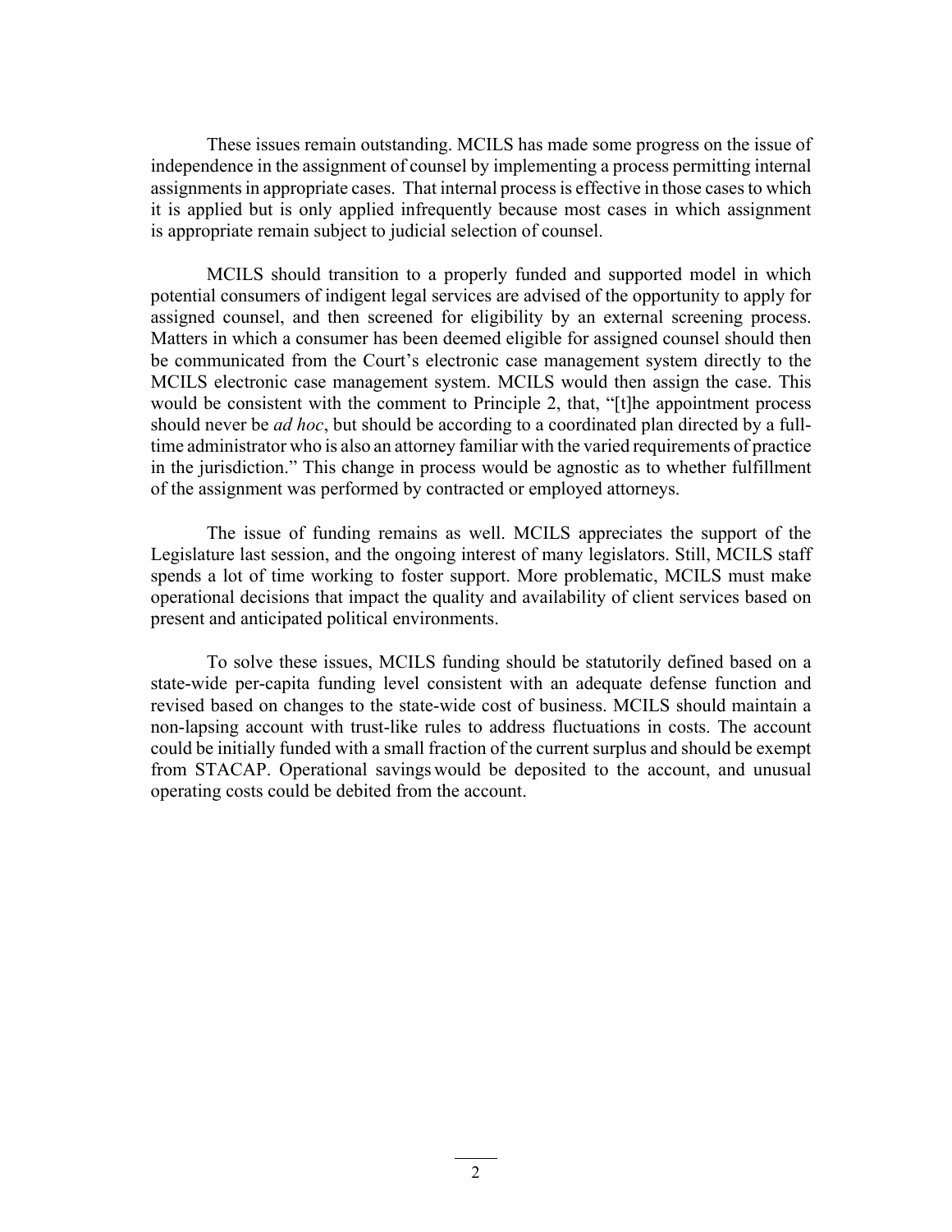These issues remain outstanding. MCILS has made some progress on the issue of independence in the assignment of counsel by implementing a process permitting internal assignments in appropriate cases. That internal process is effective in those cases to which it is applied but is only applied infrequently because most cases in which assignment is appropriate remain subject to judicial selection of counsel.

MCILS should transition to a properly funded and supported model in which potential consumers of indigent legal services are advised of the opportunity to apply for assigned counsel, and then screened for eligibility by an external screening process. Matters in which a consumer has been deemed eligible for assigned counsel should then be communicated from the Court's electronic case management system directly to the MCILS electronic case management system. MCILS would then assign the case. This would be consistent with the comment to Principle 2, that, "[t]he appointment process should never be *ad hoc*, but should be according to a coordinated plan directed by a full-time administrator who is also an attorney familiar with the varied requirements of practice in the jurisdiction." This change in process would be agnostic as to whether fulfillment of the assignment was performed by contracted or employed attorneys.

The issue of funding remains as well. MCILS appreciates the support of the Legislature last session, and the ongoing interest of many legislators. Still, MCILS staff spends a lot of time working to foster support. More problematic, MCILS must make operational decisions that impact the quality and availability of client services based on present and anticipated political environments.

To solve these issues, MCILS funding should be statutorily defined based on a state-wide per-capita funding level consistent with an adequate defense function and revised based on changes to the state-wide cost of business. MCILS should maintain a non-lapsing account with trust-like rules to address fluctuations in costs. The account could be initially funded with a small fraction of the current surplus and should be exempt from STACAP. Operational savings would be deposited to the account, and unusual operating costs could be debited from the account.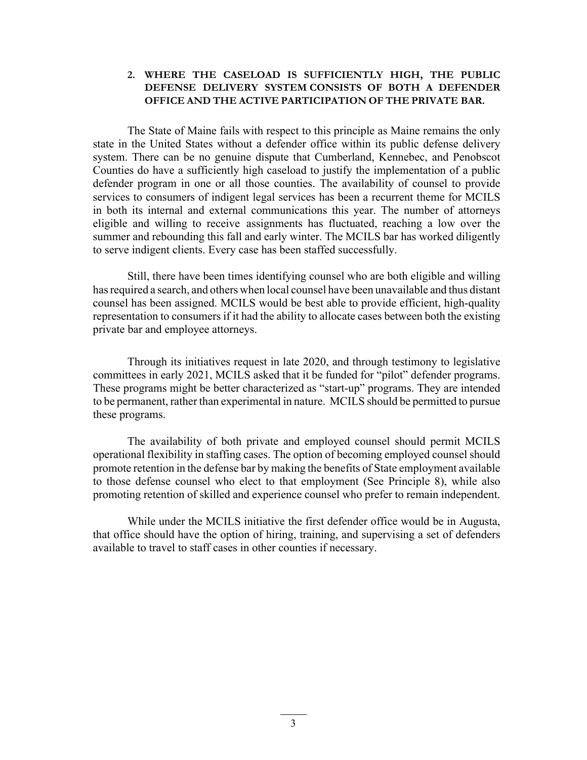### 2. WHERE THE CASELOAD IS SUFFICIENTLY HIGH, THE PUBLIC DEFENSE DELIVERY SYSTEM CONSISTS OF BOTH A DEFENDER OFFICE AND THE ACTIVE PARTICIPATION OF THE PRIVATE BAR.

The State of Maine fails with respect to this principle as Maine remains the only state in the United States without a defender office within its public defense delivery system. There can be no genuine dispute that Cumberland, Kennebec, and Penobscot Counties do have a sufficiently high caseload to justify the implementation of a public defender program in one or all those counties. The availability of counsel to provide services to consumers of indigent legal services has been a recurrent theme for MCILS in both its internal and external communications this year. The number of attorneys eligible and willing to receive assignments has fluctuated, reaching a low over the summer and rebounding this fall and early winter. The MCILS bar has worked diligently to serve indigent clients. Every case has been staffed successfully.

Still, there have been times identifying counsel who are both eligible and willing has required a search, and others when local counsel have been unavailable and thus distant counsel has been assigned. MCILS would be best able to provide efficient, high-quality representation to consumers if it had the ability to allocate cases between both the existing private bar and employee attorneys.

Through its initiatives request in late 2020, and through testimony to legislative committees in early 2021, MCILS asked that it be funded for "pilot" defender programs. These programs might be better characterized as "start-up" programs. They are intended to be permanent, rather than experimental in nature. MCILS should be permitted to pursue these programs.

The availability of both private and employed counsel should permit MCILS operational flexibility in staffing cases. The option of becoming employed counsel should promote retention in the defense bar by making the benefits of State employment available to those defense counsel who elect to that employment (See Principle 8), while also promoting retention of skilled and experience counsel who prefer to remain independent.

While under the MCILS initiative the first defender office would be in Augusta, that office should have the option of hiring, training, and supervising a set of defenders available to travel to staff cases in other counties if necessary.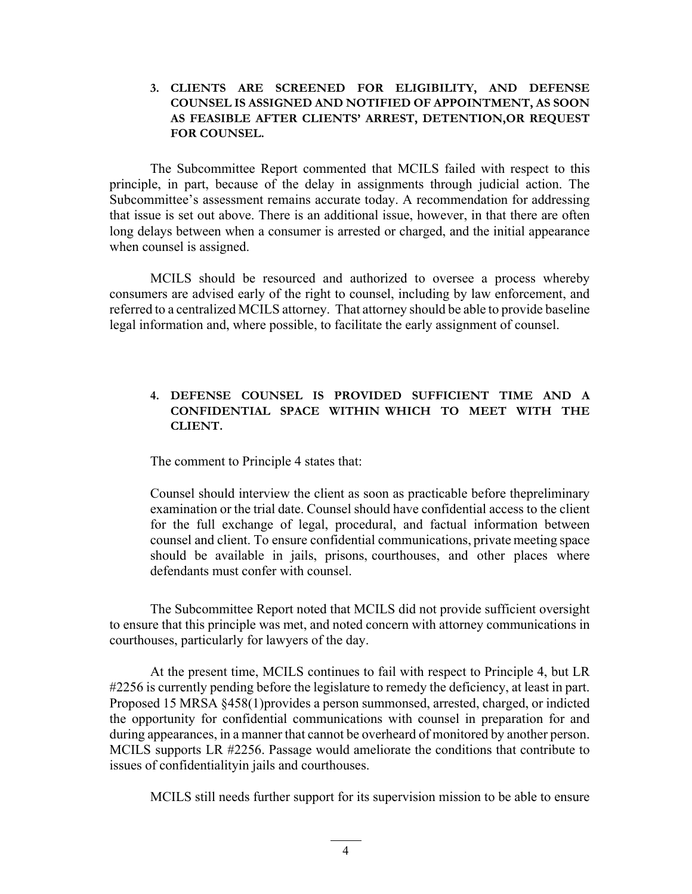3. **CLIENTS ARE SCREENED FOR ELIGIBILITY, AND DEFENSE COUNSEL IS ASSIGNED AND NOTIFIED OF APPOINTMENT, AS SOON AS FEASIBLE AFTER CLIENTS' ARREST, DETENTION,OR REQUEST FOR COUNSEL.**

The Subcommittee Report commented that MCILS failed with respect to this principle, in part, because of the delay in assignments through judicial action. The Subcommittee's assessment remains accurate today. A recommendation for addressing that issue is set out above. There is an additional issue, however, in that there are often long delays between when a consumer is arrested or charged, and the initial appearance when counsel is assigned.

MCILS should be resourced and authorized to oversee a process whereby consumers are advised early of the right to counsel, including by law enforcement, and referred to a centralized MCILS attorney. That attorney should be able to provide baseline legal information and, where possible, to facilitate the early assignment of counsel.

4. **DEFENSE COUNSEL IS PROVIDED SUFFICIENT TIME AND A CONFIDENTIAL SPACE WITHIN WHICH TO MEET WITH THE CLIENT.**

The comment to Principle 4 states that:

> Counsel should interview the client as soon as practicable before thepreliminary examination or the trial date. Counsel should have confidential access to the client for the full exchange of legal, procedural, and factual information between counsel and client. To ensure confidential communications, private meeting space should be available in jails, prisons, courthouses, and other places where defendants must confer with counsel.

The Subcommittee Report noted that MCILS did not provide sufficient oversight to ensure that this principle was met, and noted concern with attorney communications in courthouses, particularly for lawyers of the day.

At the present time, MCILS continues to fail with respect to Principle 4, but LR #2256 is currently pending before the legislature to remedy the deficiency, at least in part. Proposed 15 MRSA §458(1)provides a person summonsed, arrested, charged, or indicted the opportunity for confidential communications with counsel in preparation for and during appearances, in a manner that cannot be overheard of monitored by another person. MCILS supports LR #2256. Passage would ameliorate the conditions that contribute to issues of confidentialityin jails and courthouses.

MCILS still needs further support for its supervision mission to be able to ensure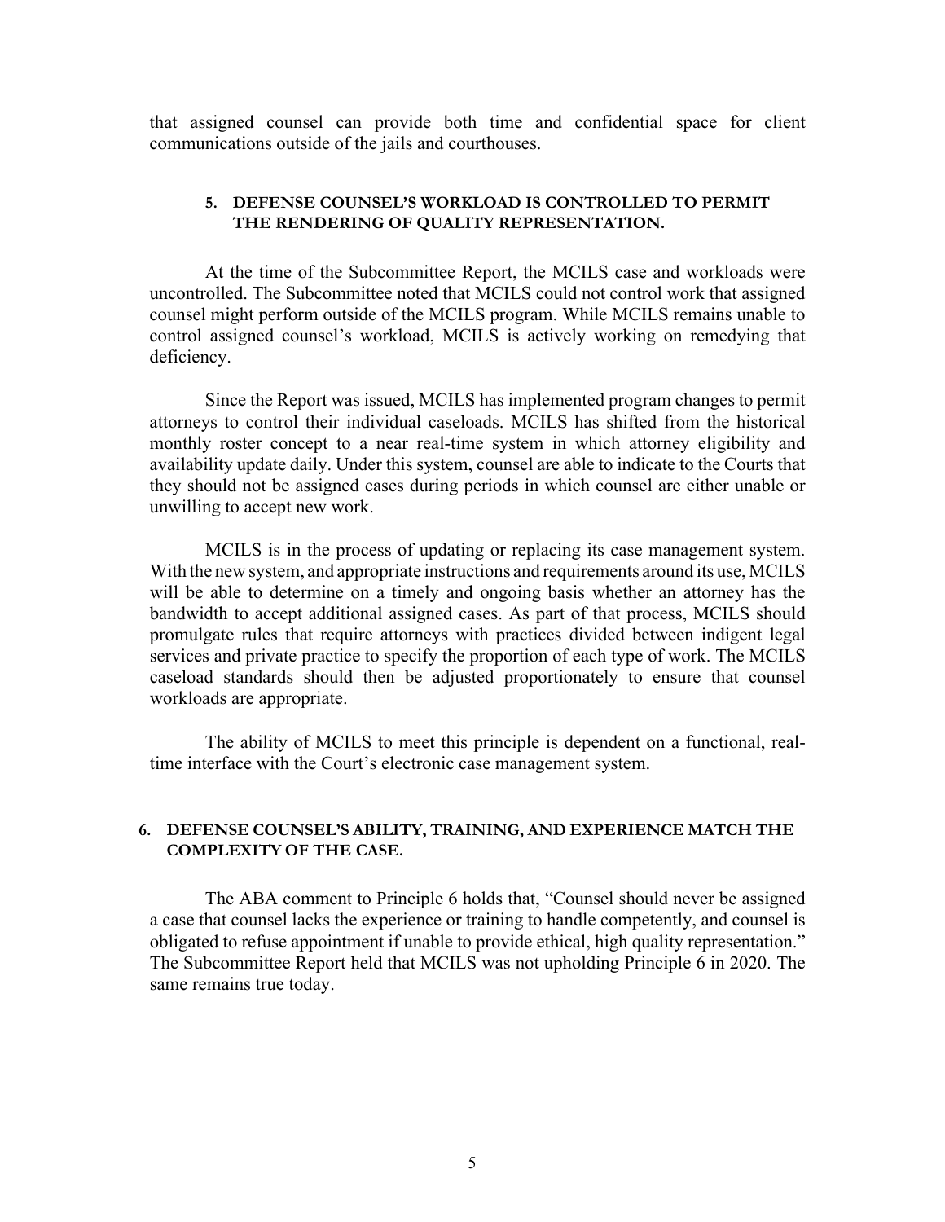that assigned counsel can provide both time and confidential space for client communications outside of the jails and courthouses.

### 5. DEFENSE COUNSEL'S WORKLOAD IS CONTROLLED TO PERMIT THE RENDERING OF QUALITY REPRESENTATION.

At the time of the Subcommittee Report, the MCILS case and workloads were uncontrolled. The Subcommittee noted that MCILS could not control work that assigned counsel might perform outside of the MCILS program. While MCILS remains unable to control assigned counsel's workload, MCILS is actively working on remedying that deficiency.

Since the Report was issued, MCILS has implemented program changes to permit attorneys to control their individual caseloads. MCILS has shifted from the historical monthly roster concept to a near real-time system in which attorney eligibility and availability update daily. Under this system, counsel are able to indicate to the Courts that they should not be assigned cases during periods in which counsel are either unable or unwilling to accept new work.

MCILS is in the process of updating or replacing its case management system. With the new system, and appropriate instructions and requirements around its use, MCILS will be able to determine on a timely and ongoing basis whether an attorney has the bandwidth to accept additional assigned cases. As part of that process, MCILS should promulgate rules that require attorneys with practices divided between indigent legal services and private practice to specify the proportion of each type of work. The MCILS caseload standards should then be adjusted proportionately to ensure that counsel workloads are appropriate.

The ability of MCILS to meet this principle is dependent on a functional, real-time interface with the Court's electronic case management system.

### 6. DEFENSE COUNSEL'S ABILITY, TRAINING, AND EXPERIENCE MATCH THE COMPLEXITY OF THE CASE.

The ABA comment to Principle 6 holds that, "Counsel should never be assigned a case that counsel lacks the experience or training to handle competently, and counsel is obligated to refuse appointment if unable to provide ethical, high quality representation." The Subcommittee Report held that MCILS was not upholding Principle 6 in 2020. The same remains true today.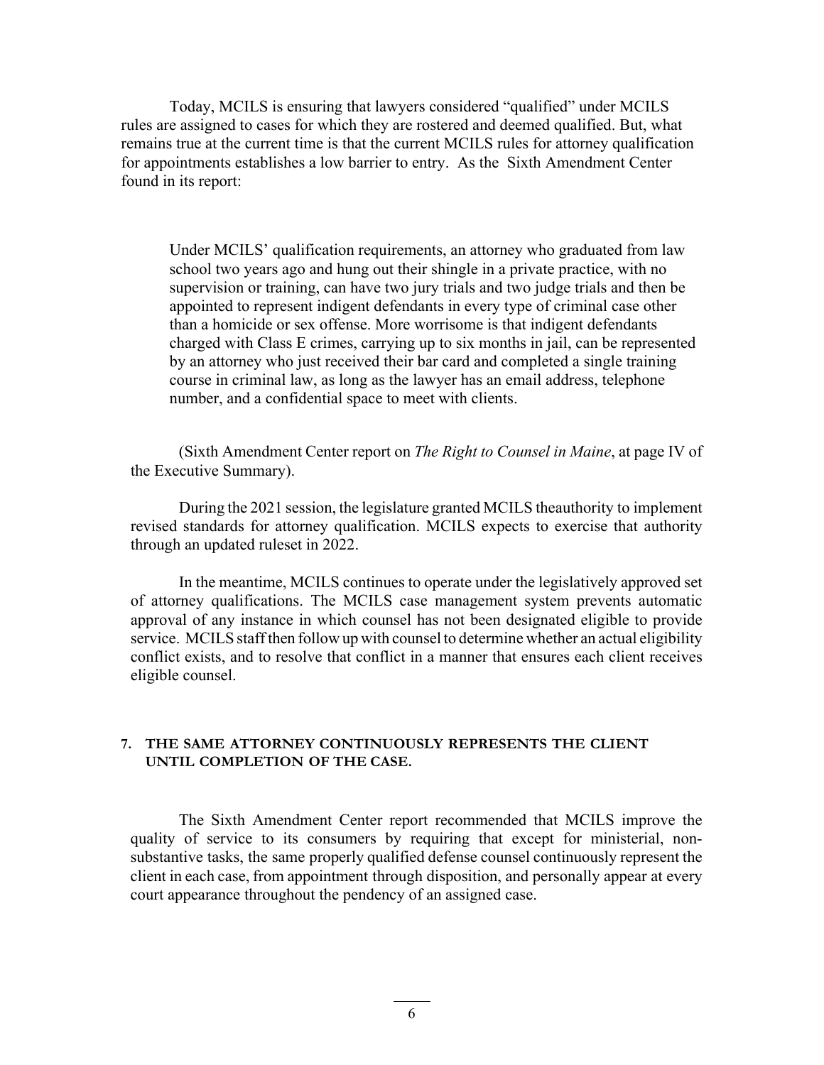Today, MCILS is ensuring that lawyers considered "qualified" under MCILS rules are assigned to cases for which they are rostered and deemed qualified. But, what remains true at the current time is that the current MCILS rules for attorney qualification for appointments establishes a low barrier to entry. As the Sixth Amendment Center found in its report:

> Under MCILS' qualification requirements, an attorney who graduated from law school two years ago and hung out their shingle in a private practice, with no supervision or training, can have two jury trials and two judge trials and then be appointed to represent indigent defendants in every type of criminal case other than a homicide or sex offense. More worrisome is that indigent defendants charged with Class E crimes, carrying up to six months in jail, can be represented by an attorney who just received their bar card and completed a single training course in criminal law, as long as the lawyer has an email address, telephone number, and a confidential space to meet with clients.

(Sixth Amendment Center report on *The Right to Counsel in Maine*, at page IV of the Executive Summary).

During the 2021 session, the legislature granted MCILS theauthority to implement revised standards for attorney qualification. MCILS expects to exercise that authority through an updated ruleset in 2022.

In the meantime, MCILS continues to operate under the legislatively approved set of attorney qualifications. The MCILS case management system prevents automatic approval of any instance in which counsel has not been designated eligible to provide service. MCILS staff then follow up with counsel to determine whether an actual eligibility conflict exists, and to resolve that conflict in a manner that ensures each client receives eligible counsel.

## 7. THE SAME ATTORNEY CONTINUOUSLY REPRESENTS THE CLIENT UNTIL COMPLETION OF THE CASE.

The Sixth Amendment Center report recommended that MCILS improve the quality of service to its consumers by requiring that except for ministerial, non-substantive tasks, the same properly qualified defense counsel continuously represent the client in each case, from appointment through disposition, and personally appear at every court appearance throughout the pendency of an assigned case.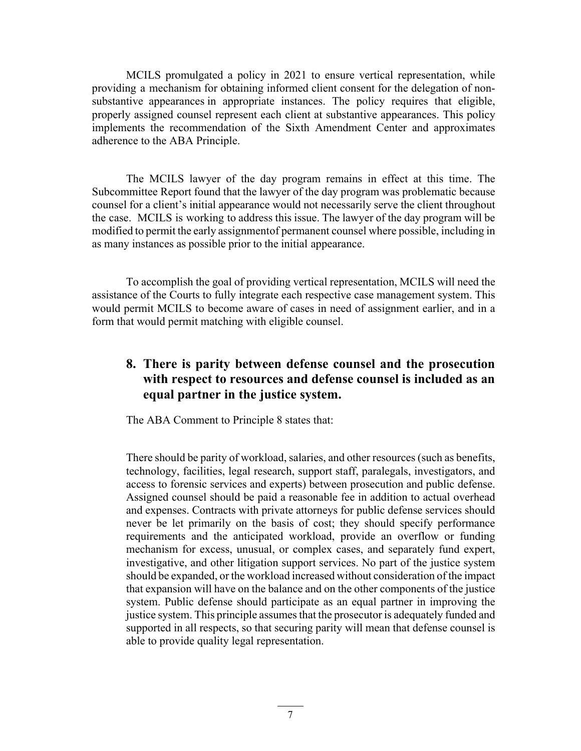MCILS promulgated a policy in 2021 to ensure vertical representation, while providing a mechanism for obtaining informed client consent for the delegation of non-substantive appearances in appropriate instances. The policy requires that eligible, properly assigned counsel represent each client at substantive appearances. This policy implements the recommendation of the Sixth Amendment Center and approximates adherence to the ABA Principle.

The MCILS lawyer of the day program remains in effect at this time. The Subcommittee Report found that the lawyer of the day program was problematic because counsel for a client's initial appearance would not necessarily serve the client throughout the case. MCILS is working to address this issue. The lawyer of the day program will be modified to permit the early assignmentof permanent counsel where possible, including in as many instances as possible prior to the initial appearance.

To accomplish the goal of providing vertical representation, MCILS will need the assistance of the Courts to fully integrate each respective case management system. This would permit MCILS to become aware of cases in need of assignment earlier, and in a form that would permit matching with eligible counsel.

## 8. There is parity between defense counsel and the prosecution with respect to resources and defense counsel is included as an equal partner in the justice system.

The ABA Comment to Principle 8 states that:

> There should be parity of workload, salaries, and other resources (such as benefits, technology, facilities, legal research, support staff, paralegals, investigators, and access to forensic services and experts) between prosecution and public defense. Assigned counsel should be paid a reasonable fee in addition to actual overhead and expenses. Contracts with private attorneys for public defense services should never be let primarily on the basis of cost; they should specify performance requirements and the anticipated workload, provide an overflow or funding mechanism for excess, unusual, or complex cases, and separately fund expert, investigative, and other litigation support services. No part of the justice system should be expanded, or the workload increased without consideration of the impact that expansion will have on the balance and on the other components of the justice system. Public defense should participate as an equal partner in improving the justice system. This principle assumes that the prosecutor is adequately funded and supported in all respects, so that securing parity will mean that defense counsel is able to provide quality legal representation.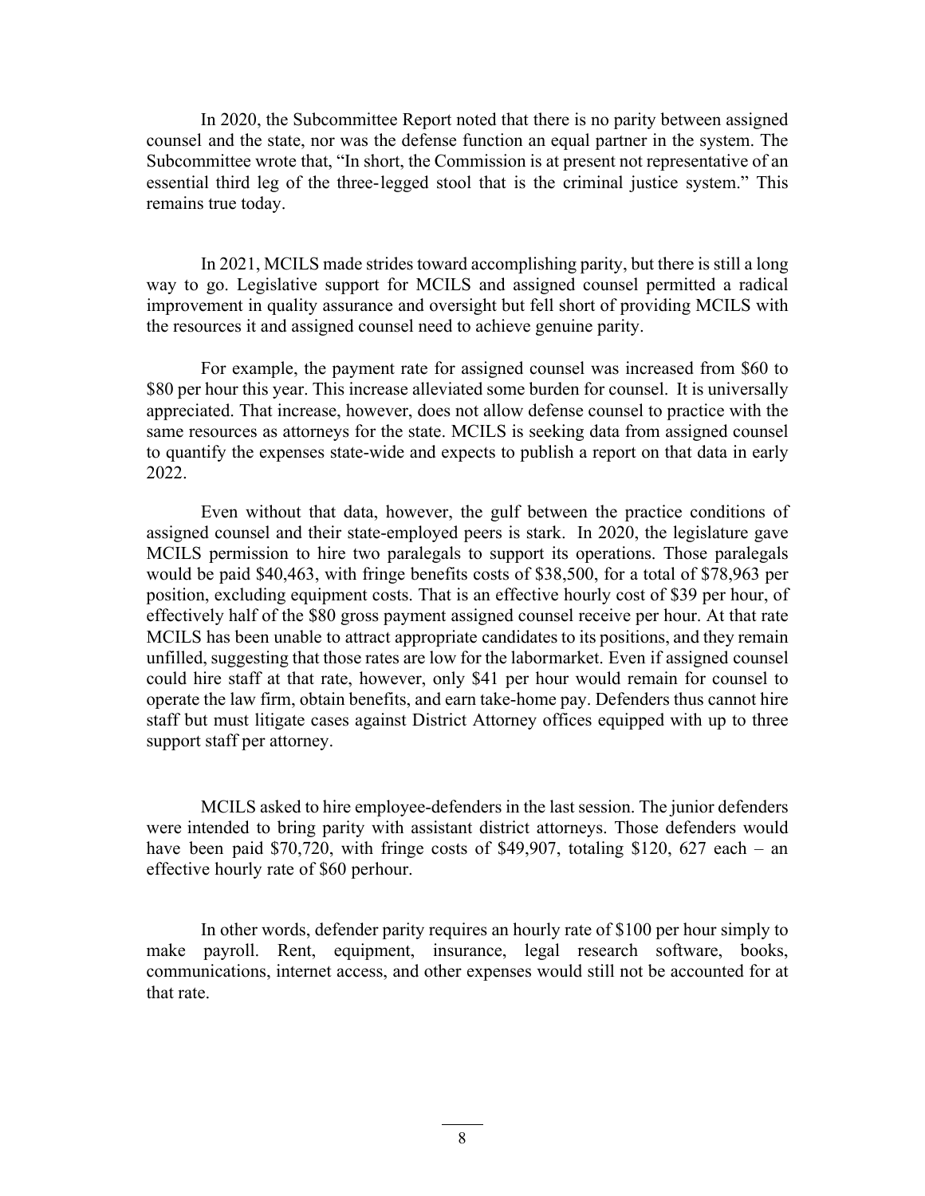In 2020, the Subcommittee Report noted that there is no parity between assigned counsel and the state, nor was the defense function an equal partner in the system. The Subcommittee wrote that, "In short, the Commission is at present not representative of an essential third leg of the three-legged stool that is the criminal justice system." This remains true today.

In 2021, MCILS made strides toward accomplishing parity, but there is still a long way to go. Legislative support for MCILS and assigned counsel permitted a radical improvement in quality assurance and oversight but fell short of providing MCILS with the resources it and assigned counsel need to achieve genuine parity.

For example, the payment rate for assigned counsel was increased from $60 to $80 per hour this year. This increase alleviated some burden for counsel. It is universally appreciated. That increase, however, does not allow defense counsel to practice with the same resources as attorneys for the state. MCILS is seeking data from assigned counsel to quantify the expenses state-wide and expects to publish a report on that data in early 2022.

Even without that data, however, the gulf between the practice conditions of assigned counsel and their state-employed peers is stark. In 2020, the legislature gave MCILS permission to hire two paralegals to support its operations. Those paralegals would be paid $40,463, with fringe benefits costs of $38,500, for a total of $78,963 per position, excluding equipment costs. That is an effective hourly cost of $39 per hour, of effectively half of the $80 gross payment assigned counsel receive per hour. At that rate MCILS has been unable to attract appropriate candidates to its positions, and they remain unfilled, suggesting that those rates are low for the labormarket. Even if assigned counsel could hire staff at that rate, however, only $41 per hour would remain for counsel to operate the law firm, obtain benefits, and earn take-home pay. Defenders thus cannot hire staff but must litigate cases against District Attorney offices equipped with up to three support staff per attorney.

MCILS asked to hire employee-defenders in the last session. The junior defenders were intended to bring parity with assistant district attorneys. Those defenders would have been paid $70,720, with fringe costs of $49,907, totaling $120, 627 each – an effective hourly rate of $60 perhour.

In other words, defender parity requires an hourly rate of $100 per hour simply to make payroll. Rent, equipment, insurance, legal research software, books, communications, internet access, and other expenses would still not be accounted for at that rate.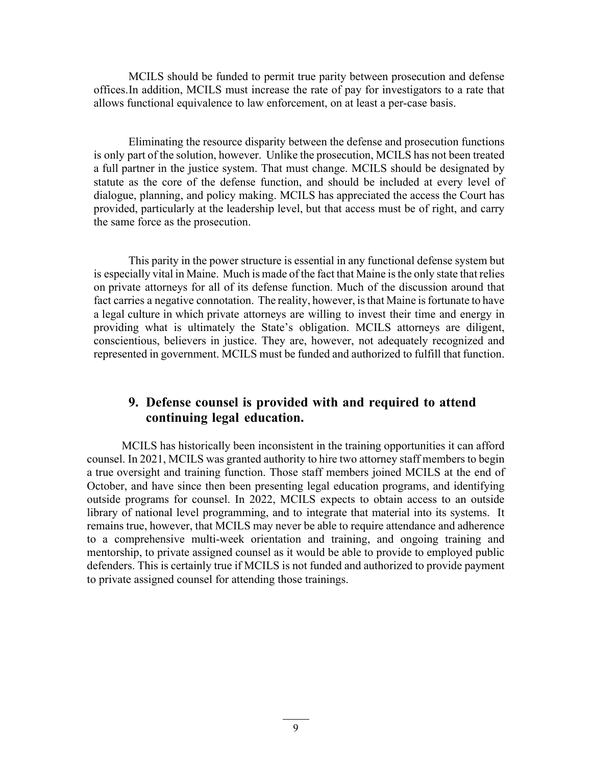MCILS should be funded to permit true parity between prosecution and defense offices.In addition, MCILS must increase the rate of pay for investigators to a rate that allows functional equivalence to law enforcement, on at least a per-case basis.

Eliminating the resource disparity between the defense and prosecution functions is only part of the solution, however. Unlike the prosecution, MCILS has not been treated a full partner in the justice system. That must change. MCILS should be designated by statute as the core of the defense function, and should be included at every level of dialogue, planning, and policy making. MCILS has appreciated the access the Court has provided, particularly at the leadership level, but that access must be of right, and carry the same force as the prosecution.

This parity in the power structure is essential in any functional defense system but is especially vital in Maine. Much is made of the fact that Maine is the only state that relies on private attorneys for all of its defense function. Much of the discussion around that fact carries a negative connotation. The reality, however, is that Maine is fortunate to have a legal culture in which private attorneys are willing to invest their time and energy in providing what is ultimately the State's obligation. MCILS attorneys are diligent, conscientious, believers in justice. They are, however, not adequately recognized and represented in government. MCILS must be funded and authorized to fulfill that function.

### 9. Defense counsel is provided with and required to attend continuing legal education.

MCILS has historically been inconsistent in the training opportunities it can afford counsel. In 2021, MCILS was granted authority to hire two attorney staff members to begin a true oversight and training function. Those staff members joined MCILS at the end of October, and have since then been presenting legal education programs, and identifying outside programs for counsel. In 2022, MCILS expects to obtain access to an outside library of national level programming, and to integrate that material into its systems. It remains true, however, that MCILS may never be able to require attendance and adherence to a comprehensive multi-week orientation and training, and ongoing training and mentorship, to private assigned counsel as it would be able to provide to employed public defenders. This is certainly true if MCILS is not funded and authorized to provide payment to private assigned counsel for attending those trainings.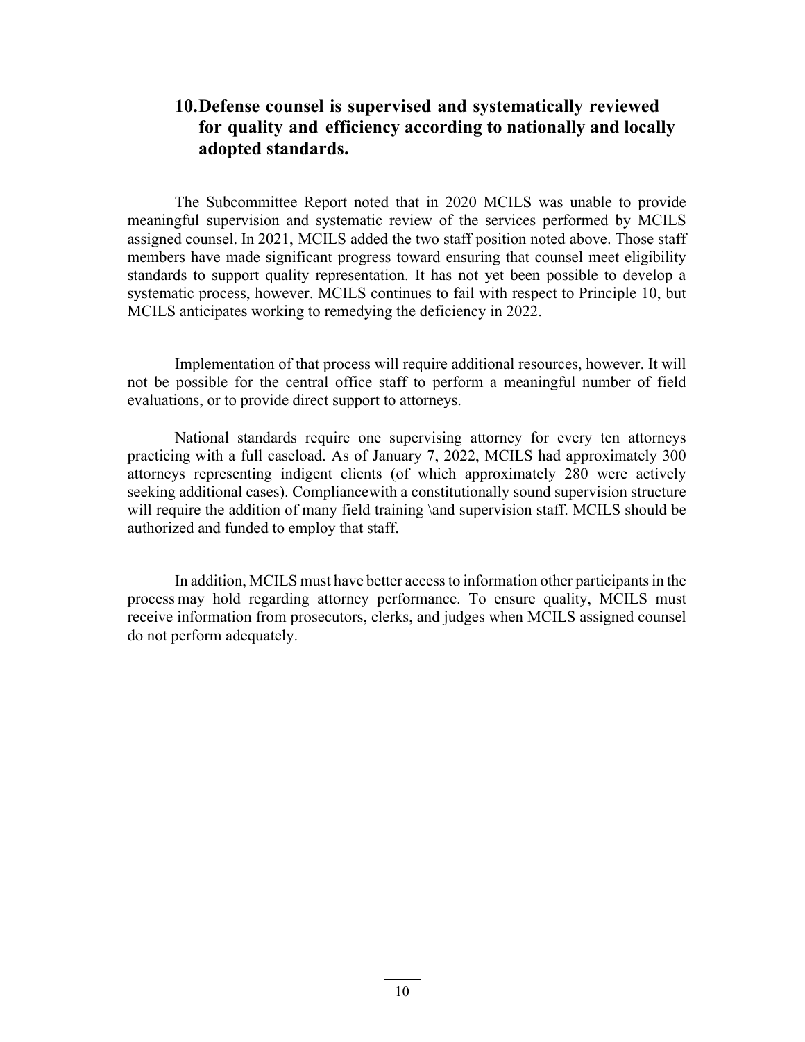## 10. Defense counsel is supervised and systematically reviewed for quality and efficiency according to nationally and locally adopted standards.

The Subcommittee Report noted that in 2020 MCILS was unable to provide meaningful supervision and systematic review of the services performed by MCILS assigned counsel. In 2021, MCILS added the two staff position noted above. Those staff members have made significant progress toward ensuring that counsel meet eligibility standards to support quality representation. It has not yet been possible to develop a systematic process, however. MCILS continues to fail with respect to Principle 10, but MCILS anticipates working to remedying the deficiency in 2022.

Implementation of that process will require additional resources, however. It will not be possible for the central office staff to perform a meaningful number of field evaluations, or to provide direct support to attorneys.

National standards require one supervising attorney for every ten attorneys practicing with a full caseload. As of January 7, 2022, MCILS had approximately 300 attorneys representing indigent clients (of which approximately 280 were actively seeking additional cases). Compliancewith a constitutionally sound supervision structure will require the addition of many field training \and supervision staff. MCILS should be authorized and funded to employ that staff.

In addition, MCILS must have better access to information other participants in the process may hold regarding attorney performance. To ensure quality, MCILS must receive information from prosecutors, clerks, and judges when MCILS assigned counsel do not perform adequately.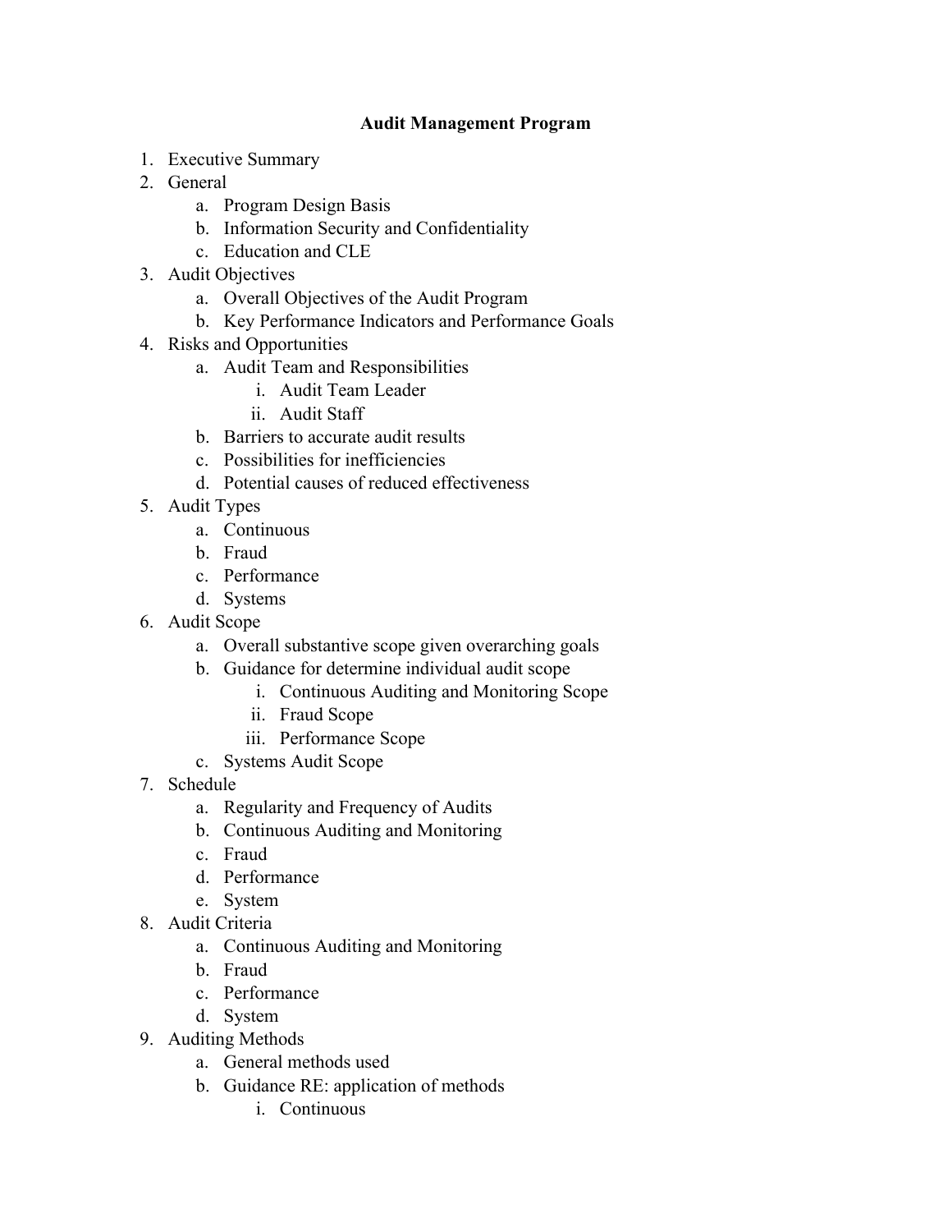**Audit Management Program**

1. Executive Summary
2. General
    a. Program Design Basis
    b. Information Security and Confidentiality
    c. Education and CLE
3. Audit Objectives
    a. Overall Objectives of the Audit Program
    b. Key Performance Indicators and Performance Goals
4. Risks and Opportunities
    a. Audit Team and Responsibilities
        i. Audit Team Leader
        ii. Audit Staff
    b. Barriers to accurate audit results
    c. Possibilities for inefficiencies
    d. Potential causes of reduced effectiveness
5. Audit Types
    a. Continuous
    b. Fraud
    c. Performance
    d. Systems
6. Audit Scope
    a. Overall substantive scope given overarching goals
    b. Guidance for determine individual audit scope
        i. Continuous Auditing and Monitoring Scope
        ii. Fraud Scope
        iii. Performance Scope
    c. Systems Audit Scope
7. Schedule
    a. Regularity and Frequency of Audits
    b. Continuous Auditing and Monitoring
    c. Fraud
    d. Performance
    e. System
8. Audit Criteria
    a. Continuous Auditing and Monitoring
    b. Fraud
    c. Performance
    d. System
9. Auditing Methods
    a. General methods used
    b. Guidance RE: application of methods
        i. Continuous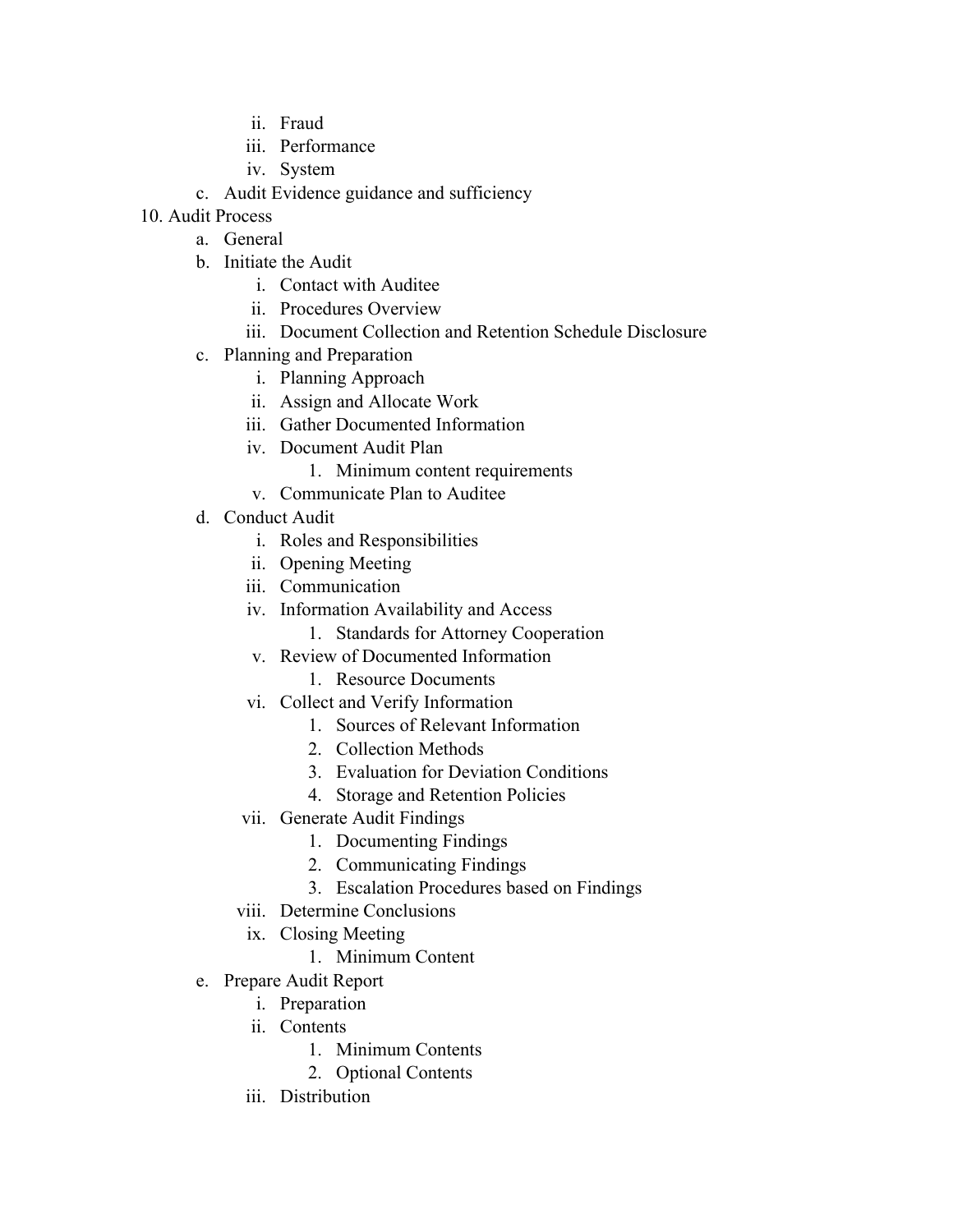ii. Fraud
        iii. Performance
        iv. System
    c. Audit Evidence guidance and sufficiency

10. Audit Process
    a. General
    b. Initiate the Audit
        i. Contact with Auditee
        ii. Procedures Overview
        iii. Document Collection and Retention Schedule Disclosure
    c. Planning and Preparation
        i. Planning Approach
        ii. Assign and Allocate Work
        iii. Gather Documented Information
        iv. Document Audit Plan
            1. Minimum content requirements
        v. Communicate Plan to Auditee
    d. Conduct Audit
        i. Roles and Responsibilities
        ii. Opening Meeting
        iii. Communication
        iv. Information Availability and Access
            1. Standards for Attorney Cooperation
        v. Review of Documented Information
            1. Resource Documents
        vi. Collect and Verify Information
            1. Sources of Relevant Information
            2. Collection Methods
            3. Evaluation for Deviation Conditions
            4. Storage and Retention Policies
        vii. Generate Audit Findings
            1. Documenting Findings
            2. Communicating Findings
            3. Escalation Procedures based on Findings
        viii. Determine Conclusions
        ix. Closing Meeting
            1. Minimum Content
    e. Prepare Audit Report
        i. Preparation
        ii. Contents
            1. Minimum Contents
            2. Optional Contents
        iii. Distribution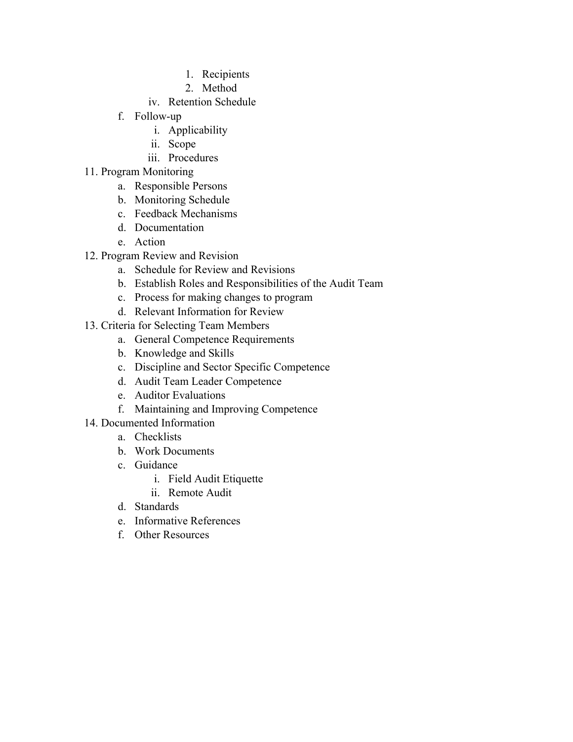1. Recipients
            2. Method
        iv. Retention Schedule
    f. Follow-up
        i. Applicability
        ii. Scope
        iii. Procedures

11. Program Monitoring
    a. Responsible Persons
    b. Monitoring Schedule
    c. Feedback Mechanisms
    d. Documentation
    e. Action
12. Program Review and Revision
    a. Schedule for Review and Revisions
    b. Establish Roles and Responsibilities of the Audit Team
    c. Process for making changes to program
    d. Relevant Information for Review
13. Criteria for Selecting Team Members
    a. General Competence Requirements
    b. Knowledge and Skills
    c. Discipline and Sector Specific Competence
    d. Audit Team Leader Competence
    e. Auditor Evaluations
    f. Maintaining and Improving Competence
14. Documented Information
    a. Checklists
    b. Work Documents
    c. Guidance
        i. Field Audit Etiquette
        ii. Remote Audit
    d. Standards
    e. Informative References
    f. Other Resources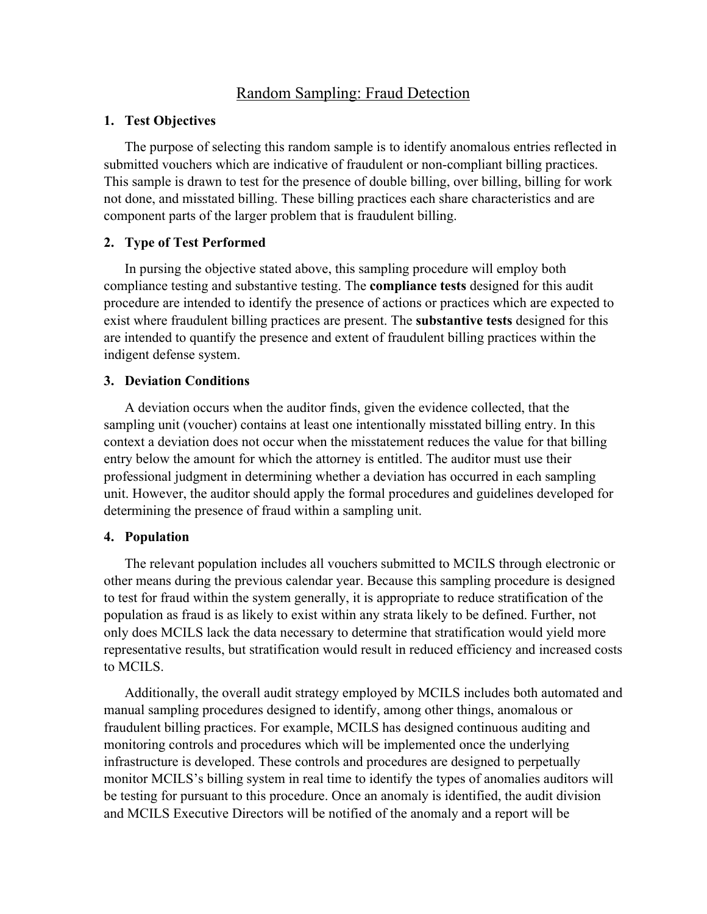# Random Sampling: Fraud Detection

## 1. Test Objectives

The purpose of selecting this random sample is to identify anomalous entries reflected in submitted vouchers which are indicative of fraudulent or non-compliant billing practices. This sample is drawn to test for the presence of double billing, over billing, billing for work not done, and misstated billing. These billing practices each share characteristics and are component parts of the larger problem that is fraudulent billing.

## 2. Type of Test Performed

In pursing the objective stated above, this sampling procedure will employ both compliance testing and substantive testing. The **compliance tests** designed for this audit procedure are intended to identify the presence of actions or practices which are expected to exist where fraudulent billing practices are present. The **substantive tests** designed for this are intended to quantify the presence and extent of fraudulent billing practices within the indigent defense system.

## 3. Deviation Conditions

A deviation occurs when the auditor finds, given the evidence collected, that the sampling unit (voucher) contains at least one intentionally misstated billing entry. In this context a deviation does not occur when the misstatement reduces the value for that billing entry below the amount for which the attorney is entitled. The auditor must use their professional judgment in determining whether a deviation has occurred in each sampling unit. However, the auditor should apply the formal procedures and guidelines developed for determining the presence of fraud within a sampling unit.

## 4. Population

The relevant population includes all vouchers submitted to MCILS through electronic or other means during the previous calendar year. Because this sampling procedure is designed to test for fraud within the system generally, it is appropriate to reduce stratification of the population as fraud is as likely to exist within any strata likely to be defined. Further, not only does MCILS lack the data necessary to determine that stratification would yield more representative results, but stratification would result in reduced efficiency and increased costs to MCILS.

Additionally, the overall audit strategy employed by MCILS includes both automated and manual sampling procedures designed to identify, among other things, anomalous or fraudulent billing practices. For example, MCILS has designed continuous auditing and monitoring controls and procedures which will be implemented once the underlying infrastructure is developed. These controls and procedures are designed to perpetually monitor MCILS's billing system in real time to identify the types of anomalies auditors will be testing for pursuant to this procedure. Once an anomaly is identified, the audit division and MCILS Executive Directors will be notified of the anomaly and a report will be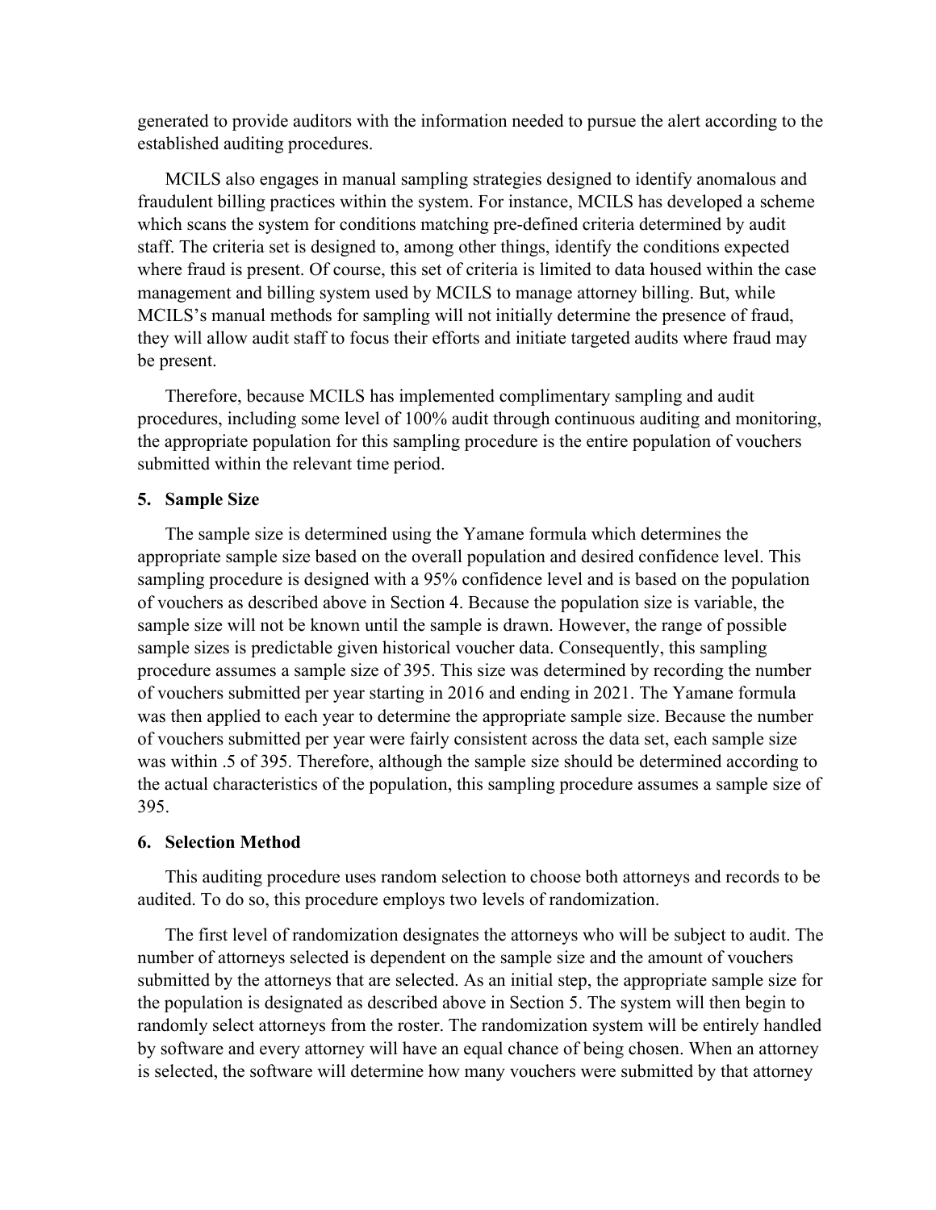generated to provide auditors with the information needed to pursue the alert according to the established auditing procedures.

MCILS also engages in manual sampling strategies designed to identify anomalous and fraudulent billing practices within the system. For instance, MCILS has developed a scheme which scans the system for conditions matching pre-defined criteria determined by audit staff. The criteria set is designed to, among other things, identify the conditions expected where fraud is present. Of course, this set of criteria is limited to data housed within the case management and billing system used by MCILS to manage attorney billing. But, while MCILS's manual methods for sampling will not initially determine the presence of fraud, they will allow audit staff to focus their efforts and initiate targeted audits where fraud may be present.

Therefore, because MCILS has implemented complimentary sampling and audit procedures, including some level of 100% audit through continuous auditing and monitoring, the appropriate population for this sampling procedure is the entire population of vouchers submitted within the relevant time period.

### 5. Sample Size

The sample size is determined using the Yamane formula which determines the appropriate sample size based on the overall population and desired confidence level. This sampling procedure is designed with a 95% confidence level and is based on the population of vouchers as described above in Section 4. Because the population size is variable, the sample size will not be known until the sample is drawn. However, the range of possible sample sizes is predictable given historical voucher data. Consequently, this sampling procedure assumes a sample size of 395. This size was determined by recording the number of vouchers submitted per year starting in 2016 and ending in 2021. The Yamane formula was then applied to each year to determine the appropriate sample size. Because the number of vouchers submitted per year were fairly consistent across the data set, each sample size was within .5 of 395. Therefore, although the sample size should be determined according to the actual characteristics of the population, this sampling procedure assumes a sample size of 395.

### 6. Selection Method

This auditing procedure uses random selection to choose both attorneys and records to be audited. To do so, this procedure employs two levels of randomization.

The first level of randomization designates the attorneys who will be subject to audit. The number of attorneys selected is dependent on the sample size and the amount of vouchers submitted by the attorneys that are selected. As an initial step, the appropriate sample size for the population is designated as described above in Section 5. The system will then begin to randomly select attorneys from the roster. The randomization system will be entirely handled by software and every attorney will have an equal chance of being chosen. When an attorney is selected, the software will determine how many vouchers were submitted by that attorney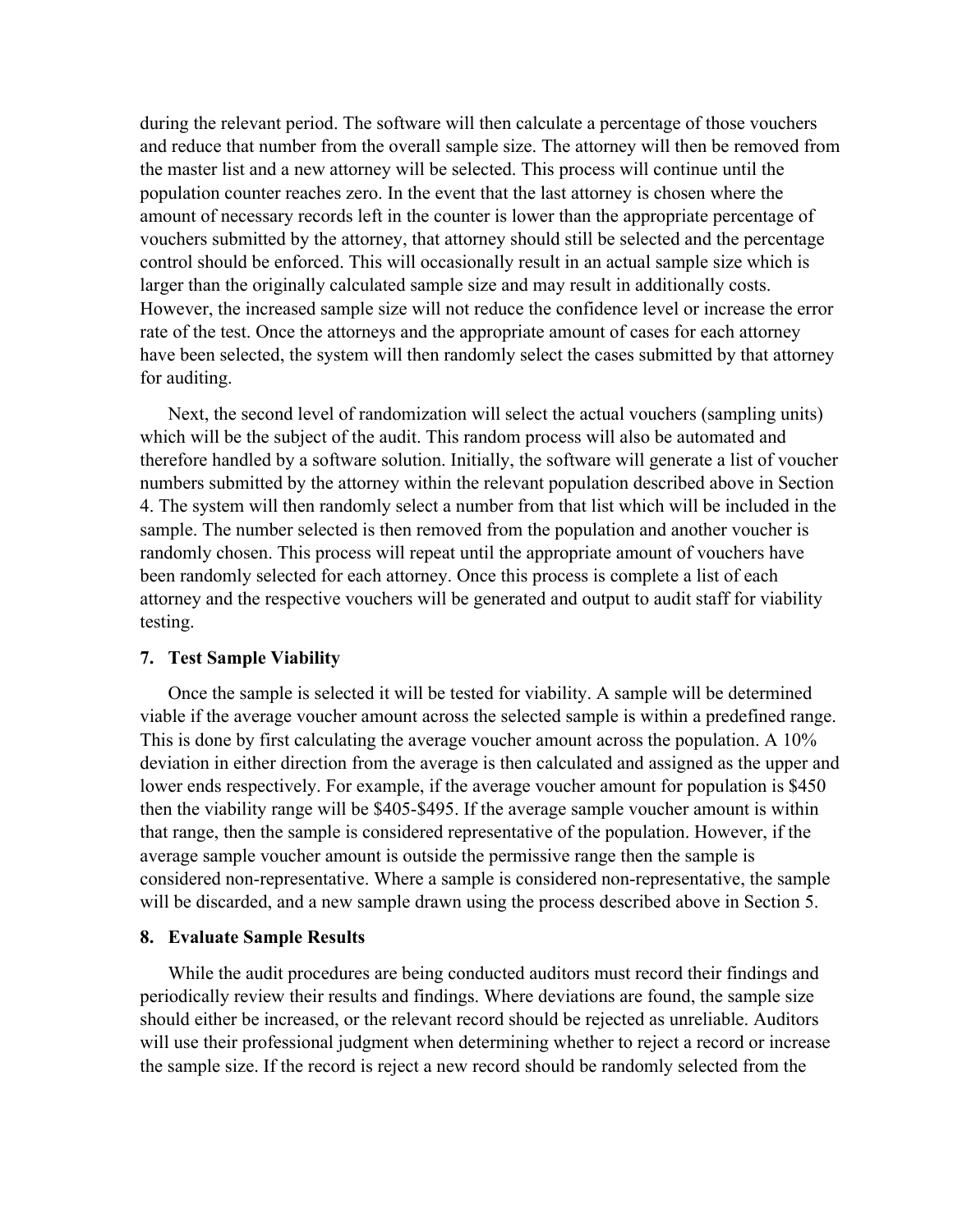during the relevant period. The software will then calculate a percentage of those vouchers and reduce that number from the overall sample size. The attorney will then be removed from the master list and a new attorney will be selected. This process will continue until the population counter reaches zero. In the event that the last attorney is chosen where the amount of necessary records left in the counter is lower than the appropriate percentage of vouchers submitted by the attorney, that attorney should still be selected and the percentage control should be enforced. This will occasionally result in an actual sample size which is larger than the originally calculated sample size and may result in additionally costs. However, the increased sample size will not reduce the confidence level or increase the error rate of the test. Once the attorneys and the appropriate amount of cases for each attorney have been selected, the system will then randomly select the cases submitted by that attorney for auditing.

Next, the second level of randomization will select the actual vouchers (sampling units) which will be the subject of the audit. This random process will also be automated and therefore handled by a software solution. Initially, the software will generate a list of voucher numbers submitted by the attorney within the relevant population described above in Section 4. The system will then randomly select a number from that list which will be included in the sample. The number selected is then removed from the population and another voucher is randomly chosen. This process will repeat until the appropriate amount of vouchers have been randomly selected for each attorney. Once this process is complete a list of each attorney and the respective vouchers will be generated and output to audit staff for viability testing.

### 7. Test Sample Viability

Once the sample is selected it will be tested for viability. A sample will be determined viable if the average voucher amount across the selected sample is within a predefined range. This is done by first calculating the average voucher amount across the population. A 10% deviation in either direction from the average is then calculated and assigned as the upper and lower ends respectively. For example, if the average voucher amount for population is $450 then the viability range will be $405-$495. If the average sample voucher amount is within that range, then the sample is considered representative of the population. However, if the average sample voucher amount is outside the permissive range then the sample is considered non-representative. Where a sample is considered non-representative, the sample will be discarded, and a new sample drawn using the process described above in Section 5.

### 8. Evaluate Sample Results

While the audit procedures are being conducted auditors must record their findings and periodically review their results and findings. Where deviations are found, the sample size should either be increased, or the relevant record should be rejected as unreliable. Auditors will use their professional judgment when determining whether to reject a record or increase the sample size. If the record is reject a new record should be randomly selected from the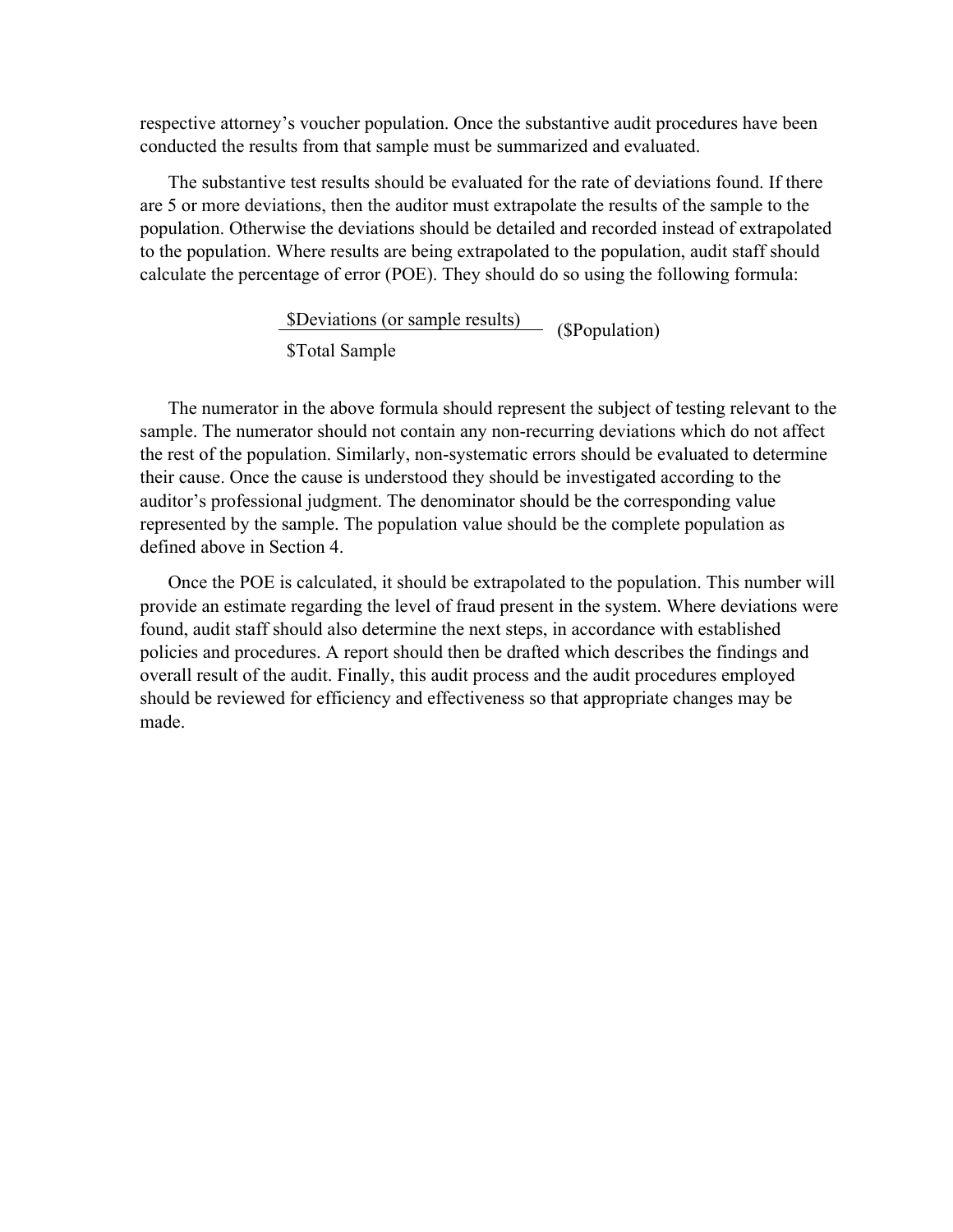respective attorney's voucher population. Once the substantive audit procedures have been conducted the results from that sample must be summarized and evaluated.

The substantive test results should be evaluated for the rate of deviations found. If there are 5 or more deviations, then the auditor must extrapolate the results of the sample to the population. Otherwise the deviations should be detailed and recorded instead of extrapolated to the population. Where results are being extrapolated to the population, audit staff should calculate the percentage of error (POE). They should do so using the following formula:

$$\frac{\$\text{Deviations (or sample results)}}{\$\text{Total Sample}} \ (\$\text{Population})$$

The numerator in the above formula should represent the subject of testing relevant to the sample. The numerator should not contain any non-recurring deviations which do not affect the rest of the population. Similarly, non-systematic errors should be evaluated to determine their cause. Once the cause is understood they should be investigated according to the auditor's professional judgment. The denominator should be the corresponding value represented by the sample. The population value should be the complete population as defined above in Section 4.

Once the POE is calculated, it should be extrapolated to the population. This number will provide an estimate regarding the level of fraud present in the system. Where deviations were found, audit staff should also determine the next steps, in accordance with established policies and procedures. A report should then be drafted which describes the findings and overall result of the audit. Finally, this audit process and the audit procedures employed should be reviewed for efficiency and effectiveness so that appropriate changes may be made.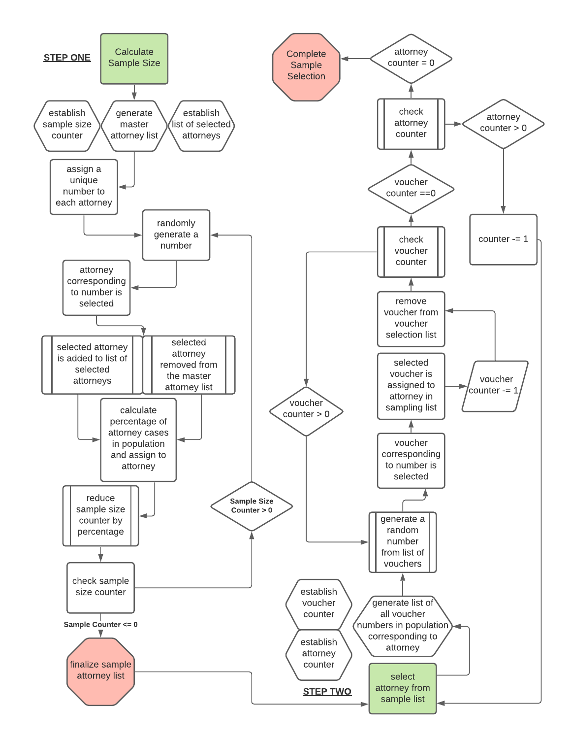**STEP ONE**

- Calculate Sample Size
- establish sample size counter
- generate master attorney list
- establish list of selected attorneys
- assign a unique number to each attorney
- randomly generate a number
- attorney corresponding to number is selected
- selected attorney is added to list of selected attorneys
- selected attorney removed from the master attorney list
- calculate percentage of attorney cases in population and assign to attorney
- reduce sample size counter by percentage
- check sample size counter
- Sample Size Counter > 0
- Sample Counter <= 0
- finalize sample attorney list

**STEP TWO**

- select attorney from sample list
- establish voucher counter
- establish attorney counter
- generate list of all voucher numbers in population corresponding to attorney
- generate a random number from list of vouchers
- voucher corresponding to number is selected
- selected voucher is assigned to attorney in sampling list
- voucher counter -= 1
- remove voucher from voucher selection list
- check voucher counter
- voucher counter > 0
- voucher counter ==0
- check attorney counter
- attorney counter > 0
- counter -= 1
- attorney counter = 0
- Complete Sample Selection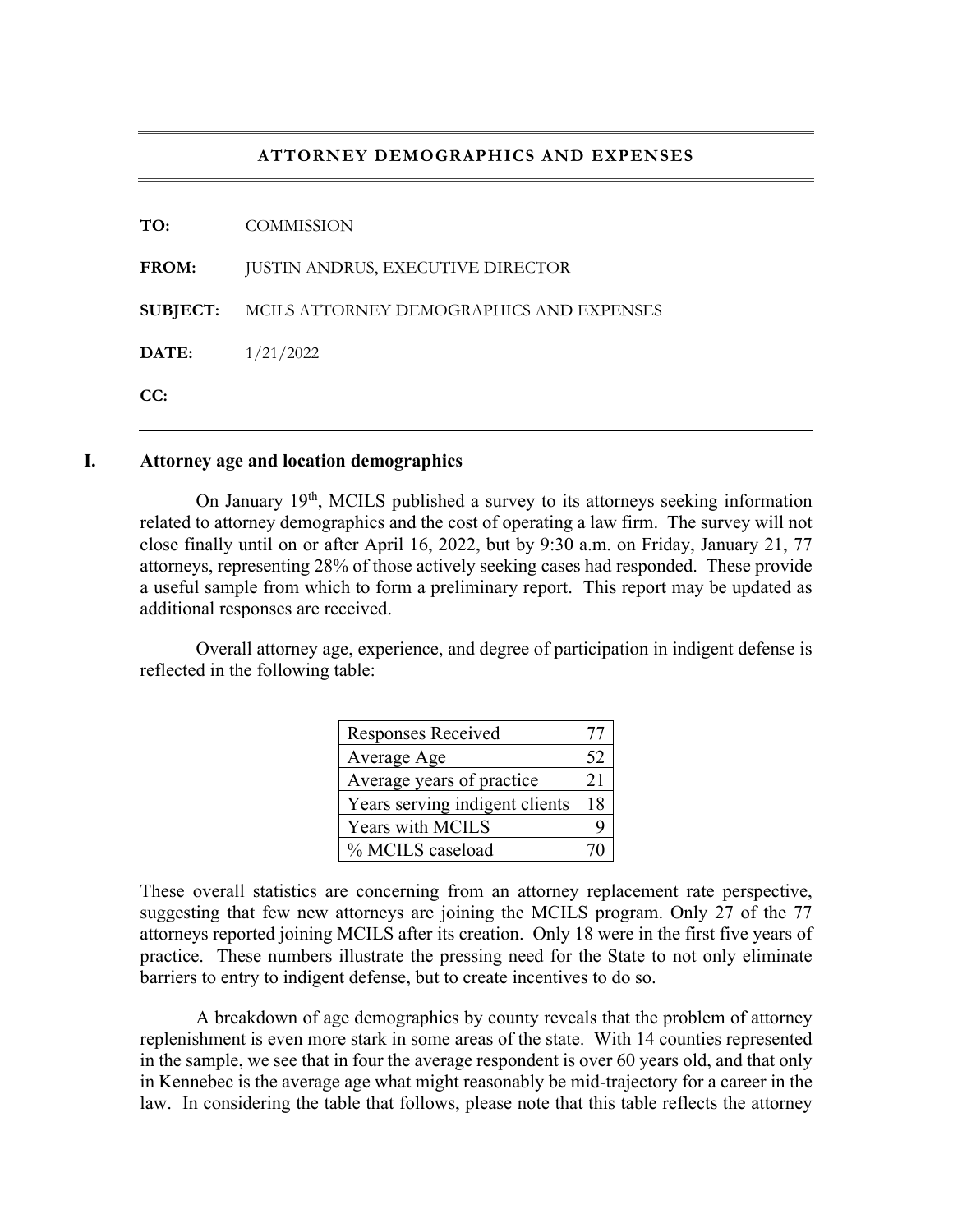## ATTORNEY DEMOGRAPHICS AND EXPENSES

**TO:** COMMISSION

**FROM:** JUSTIN ANDRUS, EXECUTIVE DIRECTOR

**SUBJECT:** MCILS ATTORNEY DEMOGRAPHICS AND EXPENSES

**DATE:** 1/21/2022

**CC:**

## I. Attorney age and location demographics

On January 19th, MCILS published a survey to its attorneys seeking information related to attorney demographics and the cost of operating a law firm. The survey will not close finally until on or after April 16, 2022, but by 9:30 a.m. on Friday, January 21, 77 attorneys, representing 28% of those actively seeking cases had responded. These provide a useful sample from which to form a preliminary report. This report may be updated as additional responses are received.

Overall attorney age, experience, and degree of participation in indigent defense is reflected in the following table:

| | |
|---|---|
| Responses Received | 77 |
| Average Age | 52 |
| Average years of practice | 21 |
| Years serving indigent clients | 18 |
| Years with MCILS | 9 |
| % MCILS caseload | 70 |

These overall statistics are concerning from an attorney replacement rate perspective, suggesting that few new attorneys are joining the MCILS program. Only 27 of the 77 attorneys reported joining MCILS after its creation. Only 18 were in the first five years of practice. These numbers illustrate the pressing need for the State to not only eliminate barriers to entry to indigent defense, but to create incentives to do so.

A breakdown of age demographics by county reveals that the problem of attorney replenishment is even more stark in some areas of the state. With 14 counties represented in the sample, we see that in four the average respondent is over 60 years old, and that only in Kennebec is the average age what might reasonably be mid-trajectory for a career in the law. In considering the table that follows, please note that this table reflects the attorney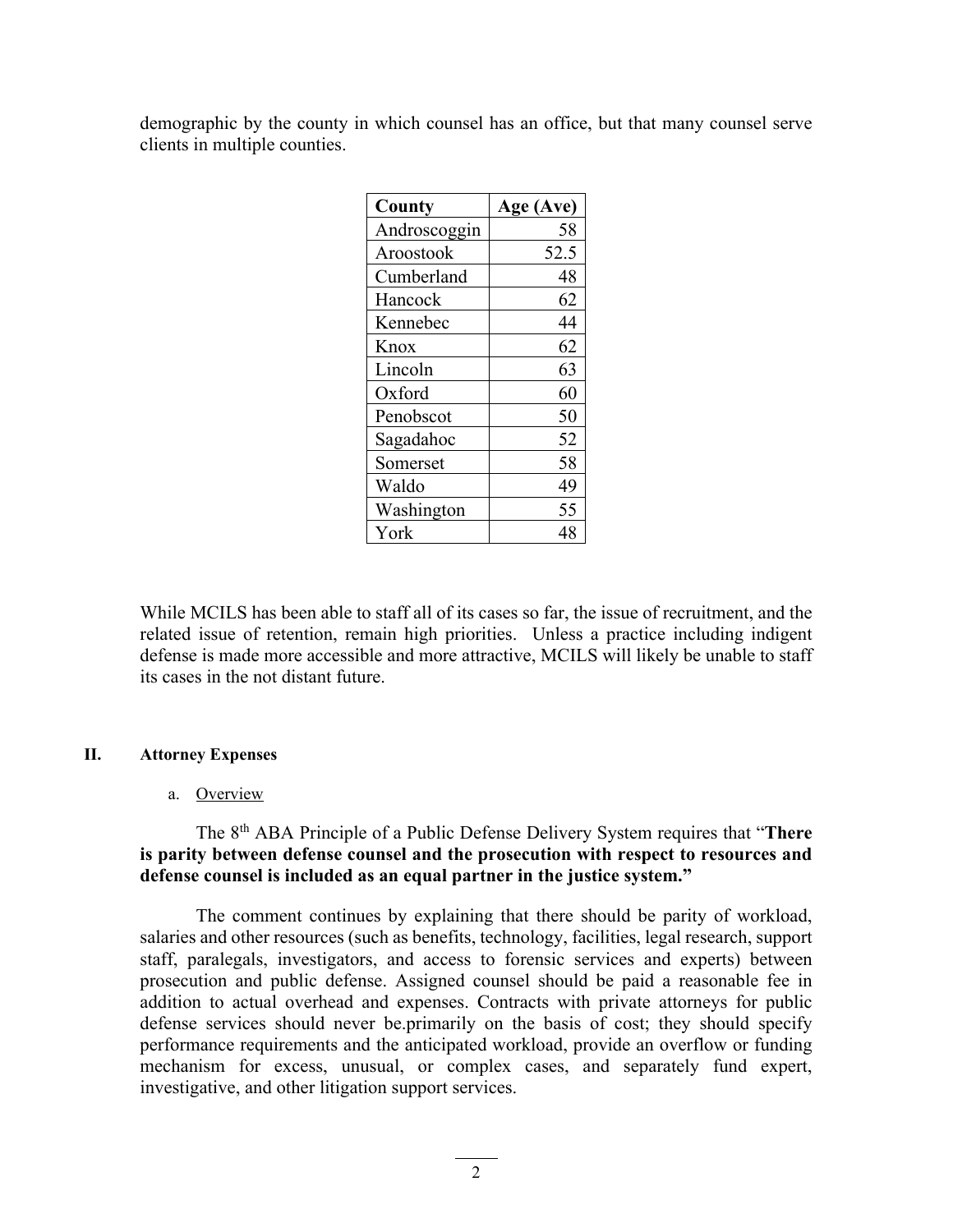demographic by the county in which counsel has an office, but that many counsel serve clients in multiple counties.

| County | Age (Ave) |
|---|---|
| Androscoggin | 58 |
| Aroostook | 52.5 |
| Cumberland | 48 |
| Hancock | 62 |
| Kennebec | 44 |
| Knox | 62 |
| Lincoln | 63 |
| Oxford | 60 |
| Penobscot | 50 |
| Sagadahoc | 52 |
| Somerset | 58 |
| Waldo | 49 |
| Washington | 55 |
| York | 48 |

While MCILS has been able to staff all of its cases so far, the issue of recruitment, and the related issue of retention, remain high priorities. Unless a practice including indigent defense is made more accessible and more attractive, MCILS will likely be unable to staff its cases in the not distant future.

## II. Attorney Expenses

a. Overview

The 8th ABA Principle of a Public Defense Delivery System requires that "**There is parity between defense counsel and the prosecution with respect to resources and defense counsel is included as an equal partner in the justice system.**"

The comment continues by explaining that there should be parity of workload, salaries and other resources (such as benefits, technology, facilities, legal research, support staff, paralegals, investigators, and access to forensic services and experts) between prosecution and public defense. Assigned counsel should be paid a reasonable fee in addition to actual overhead and expenses. Contracts with private attorneys for public defense services should never be.primarily on the basis of cost; they should specify performance requirements and the anticipated workload, provide an overflow or funding mechanism for excess, unusual, or complex cases, and separately fund expert, investigative, and other litigation support services.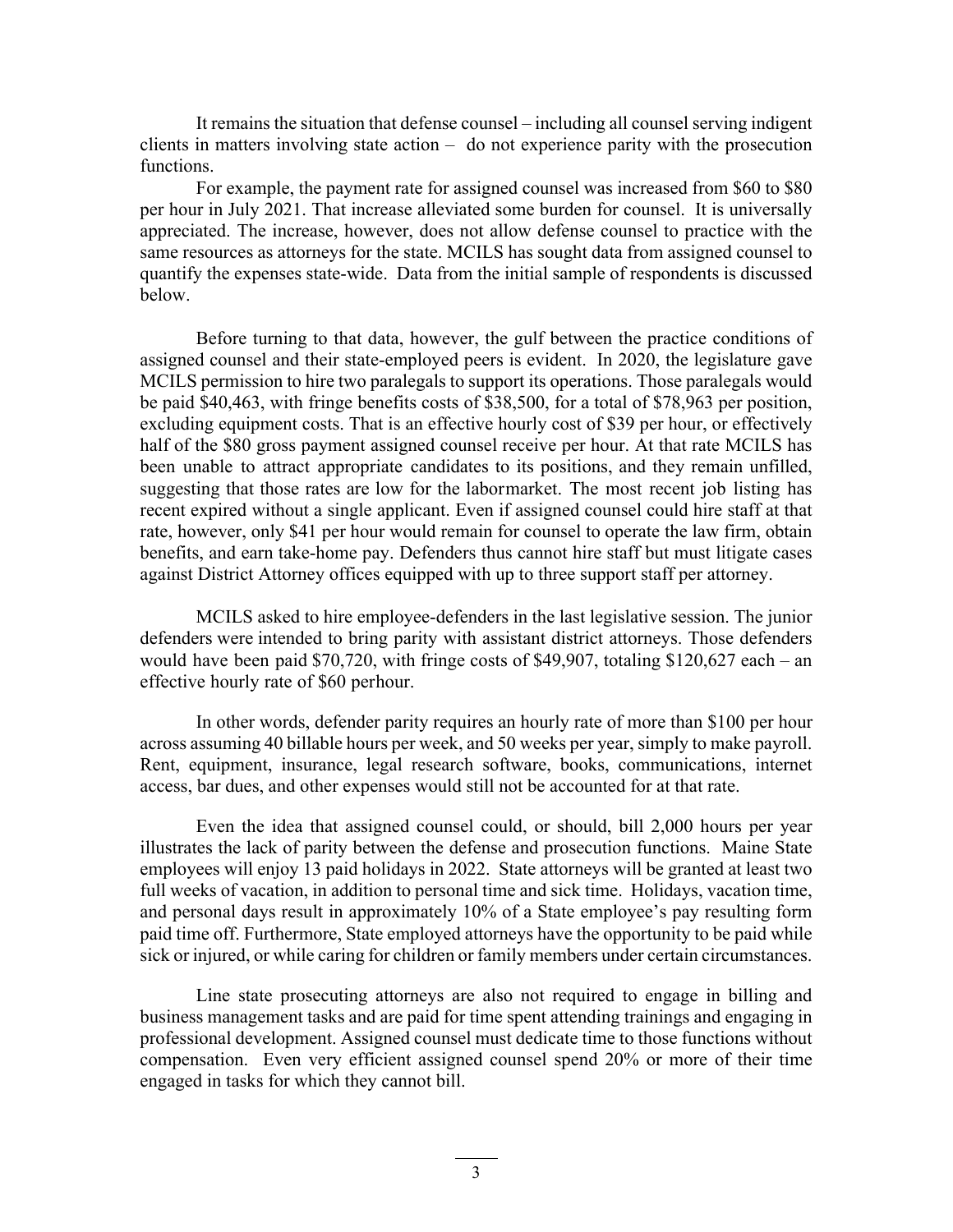It remains the situation that defense counsel – including all counsel serving indigent clients in matters involving state action – do not experience parity with the prosecution functions.

For example, the payment rate for assigned counsel was increased from $60 to $80 per hour in July 2021. That increase alleviated some burden for counsel. It is universally appreciated. The increase, however, does not allow defense counsel to practice with the same resources as attorneys for the state. MCILS has sought data from assigned counsel to quantify the expenses state-wide. Data from the initial sample of respondents is discussed below.

Before turning to that data, however, the gulf between the practice conditions of assigned counsel and their state-employed peers is evident. In 2020, the legislature gave MCILS permission to hire two paralegals to support its operations. Those paralegals would be paid $40,463, with fringe benefits costs of $38,500, for a total of $78,963 per position, excluding equipment costs. That is an effective hourly cost of $39 per hour, or effectively half of the $80 gross payment assigned counsel receive per hour. At that rate MCILS has been unable to attract appropriate candidates to its positions, and they remain unfilled, suggesting that those rates are low for the labormarket. The most recent job listing has recent expired without a single applicant. Even if assigned counsel could hire staff at that rate, however, only $41 per hour would remain for counsel to operate the law firm, obtain benefits, and earn take-home pay. Defenders thus cannot hire staff but must litigate cases against District Attorney offices equipped with up to three support staff per attorney.

MCILS asked to hire employee-defenders in the last legislative session. The junior defenders were intended to bring parity with assistant district attorneys. Those defenders would have been paid $70,720, with fringe costs of $49,907, totaling $120,627 each – an effective hourly rate of $60 perhour.

In other words, defender parity requires an hourly rate of more than $100 per hour across assuming 40 billable hours per week, and 50 weeks per year, simply to make payroll. Rent, equipment, insurance, legal research software, books, communications, internet access, bar dues, and other expenses would still not be accounted for at that rate.

Even the idea that assigned counsel could, or should, bill 2,000 hours per year illustrates the lack of parity between the defense and prosecution functions. Maine State employees will enjoy 13 paid holidays in 2022. State attorneys will be granted at least two full weeks of vacation, in addition to personal time and sick time. Holidays, vacation time, and personal days result in approximately 10% of a State employee's pay resulting form paid time off. Furthermore, State employed attorneys have the opportunity to be paid while sick or injured, or while caring for children or family members under certain circumstances.

Line state prosecuting attorneys are also not required to engage in billing and business management tasks and are paid for time spent attending trainings and engaging in professional development. Assigned counsel must dedicate time to those functions without compensation. Even very efficient assigned counsel spend 20% or more of their time engaged in tasks for which they cannot bill.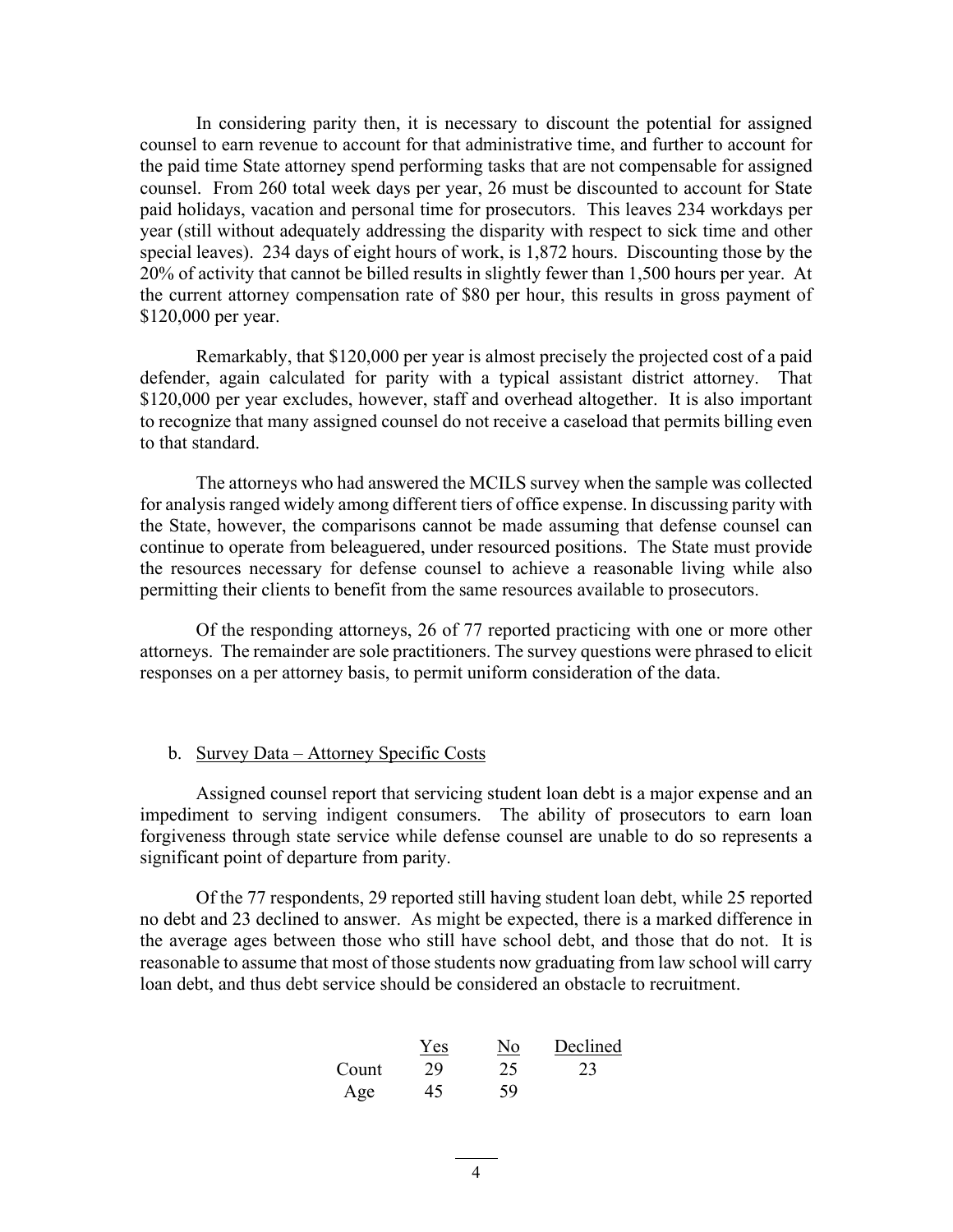In considering parity then, it is necessary to discount the potential for assigned counsel to earn revenue to account for that administrative time, and further to account for the paid time State attorney spend performing tasks that are not compensable for assigned counsel. From 260 total week days per year, 26 must be discounted to account for State paid holidays, vacation and personal time for prosecutors. This leaves 234 workdays per year (still without adequately addressing the disparity with respect to sick time and other special leaves). 234 days of eight hours of work, is 1,872 hours. Discounting those by the 20% of activity that cannot be billed results in slightly fewer than 1,500 hours per year. At the current attorney compensation rate of $80 per hour, this results in gross payment of $120,000 per year.

Remarkably, that $120,000 per year is almost precisely the projected cost of a paid defender, again calculated for parity with a typical assistant district attorney. That $120,000 per year excludes, however, staff and overhead altogether. It is also important to recognize that many assigned counsel do not receive a caseload that permits billing even to that standard.

The attorneys who had answered the MCILS survey when the sample was collected for analysis ranged widely among different tiers of office expense. In discussing parity with the State, however, the comparisons cannot be made assuming that defense counsel can continue to operate from beleaguered, under resourced positions. The State must provide the resources necessary for defense counsel to achieve a reasonable living while also permitting their clients to benefit from the same resources available to prosecutors.

Of the responding attorneys, 26 of 77 reported practicing with one or more other attorneys. The remainder are sole practitioners. The survey questions were phrased to elicit responses on a per attorney basis, to permit uniform consideration of the data.

b. Survey Data – Attorney Specific Costs

Assigned counsel report that servicing student loan debt is a major expense and an impediment to serving indigent consumers. The ability of prosecutors to earn loan forgiveness through state service while defense counsel are unable to do so represents a significant point of departure from parity.

Of the 77 respondents, 29 reported still having student loan debt, while 25 reported no debt and 23 declined to answer. As might be expected, there is a marked difference in the average ages between those who still have school debt, and those that do not. It is reasonable to assume that most of those students now graduating from law school will carry loan debt, and thus debt service should be considered an obstacle to recruitment.

| | Yes | No | Declined |
|---|---|---|---|
| Count | 29 | 25 | 23 |
| Age | 45 | 59 | |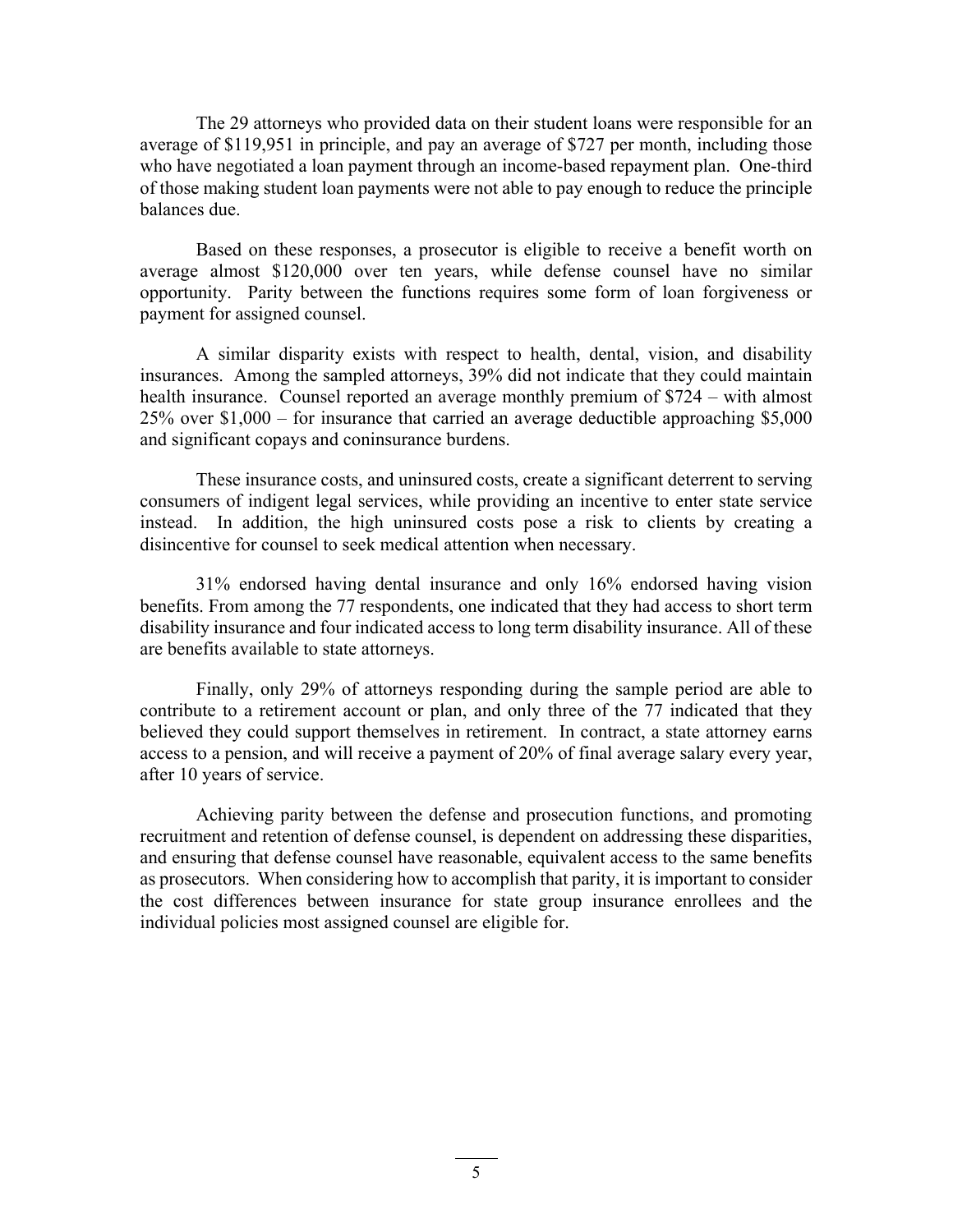The 29 attorneys who provided data on their student loans were responsible for an average of $119,951 in principle, and pay an average of $727 per month, including those who have negotiated a loan payment through an income-based repayment plan. One-third of those making student loan payments were not able to pay enough to reduce the principle balances due.

Based on these responses, a prosecutor is eligible to receive a benefit worth on average almost $120,000 over ten years, while defense counsel have no similar opportunity. Parity between the functions requires some form of loan forgiveness or payment for assigned counsel.

A similar disparity exists with respect to health, dental, vision, and disability insurances. Among the sampled attorneys, 39% did not indicate that they could maintain health insurance. Counsel reported an average monthly premium of $724 – with almost 25% over $1,000 – for insurance that carried an average deductible approaching $5,000 and significant copays and coninsurance burdens.

These insurance costs, and uninsured costs, create a significant deterrent to serving consumers of indigent legal services, while providing an incentive to enter state service instead. In addition, the high uninsured costs pose a risk to clients by creating a disincentive for counsel to seek medical attention when necessary.

31% endorsed having dental insurance and only 16% endorsed having vision benefits. From among the 77 respondents, one indicated that they had access to short term disability insurance and four indicated access to long term disability insurance. All of these are benefits available to state attorneys.

Finally, only 29% of attorneys responding during the sample period are able to contribute to a retirement account or plan, and only three of the 77 indicated that they believed they could support themselves in retirement. In contract, a state attorney earns access to a pension, and will receive a payment of 20% of final average salary every year, after 10 years of service.

Achieving parity between the defense and prosecution functions, and promoting recruitment and retention of defense counsel, is dependent on addressing these disparities, and ensuring that defense counsel have reasonable, equivalent access to the same benefits as prosecutors. When considering how to accomplish that parity, it is important to consider the cost differences between insurance for state group insurance enrollees and the individual policies most assigned counsel are eligible for.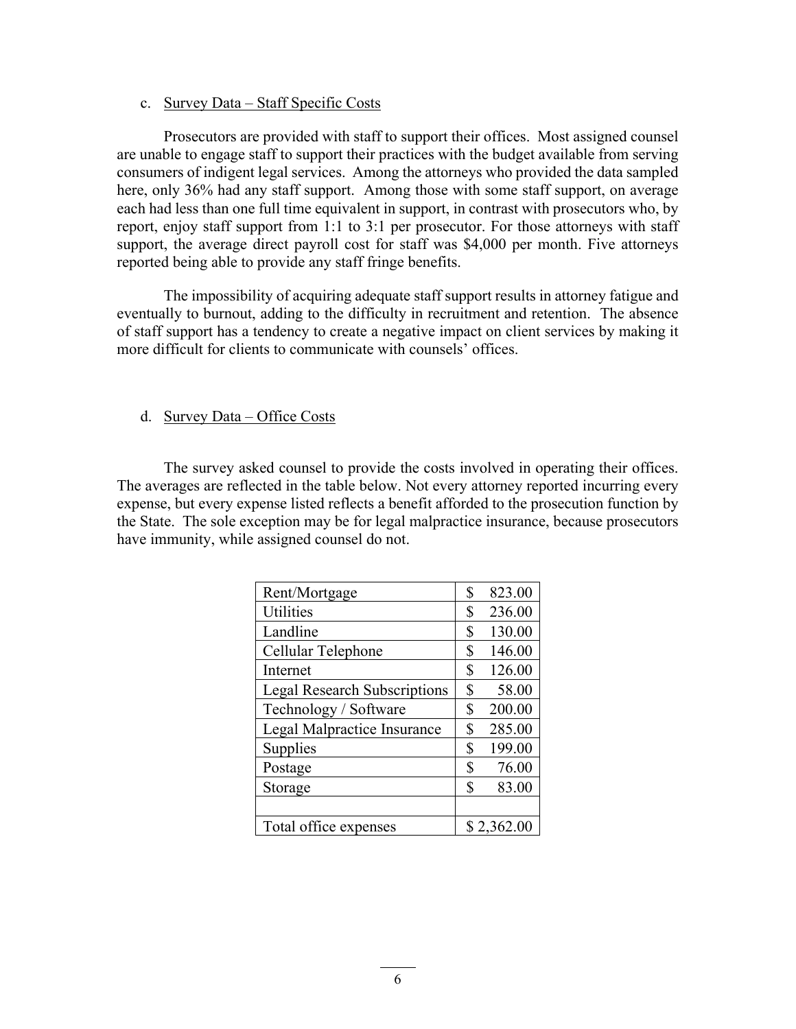c. Survey Data – Staff Specific Costs

Prosecutors are provided with staff to support their offices. Most assigned counsel are unable to engage staff to support their practices with the budget available from serving consumers of indigent legal services. Among the attorneys who provided the data sampled here, only 36% had any staff support. Among those with some staff support, on average each had less than one full time equivalent in support, in contrast with prosecutors who, by report, enjoy staff support from 1:1 to 3:1 per prosecutor. For those attorneys with staff support, the average direct payroll cost for staff was $4,000 per month. Five attorneys reported being able to provide any staff fringe benefits.

The impossibility of acquiring adequate staff support results in attorney fatigue and eventually to burnout, adding to the difficulty in recruitment and retention. The absence of staff support has a tendency to create a negative impact on client services by making it more difficult for clients to communicate with counsels' offices.

d. Survey Data – Office Costs

The survey asked counsel to provide the costs involved in operating their offices. The averages are reflected in the table below. Not every attorney reported incurring every expense, but every expense listed reflects a benefit afforded to the prosecution function by the State. The sole exception may be for legal malpractice insurance, because prosecutors have immunity, while assigned counsel do not.

| Expense | Amount |
|---|---|
| Rent/Mortgage | $ 823.00 |
| Utilities | $ 236.00 |
| Landline | $ 130.00 |
| Cellular Telephone | $ 146.00 |
| Internet | $ 126.00 |
| Legal Research Subscriptions | $ 58.00 |
| Technology / Software | $ 200.00 |
| Legal Malpractice Insurance | $ 285.00 |
| Supplies | $ 199.00 |
| Postage | $ 76.00 |
| Storage | $ 83.00 |
| | |
| Total office expenses | $ 2,362.00 |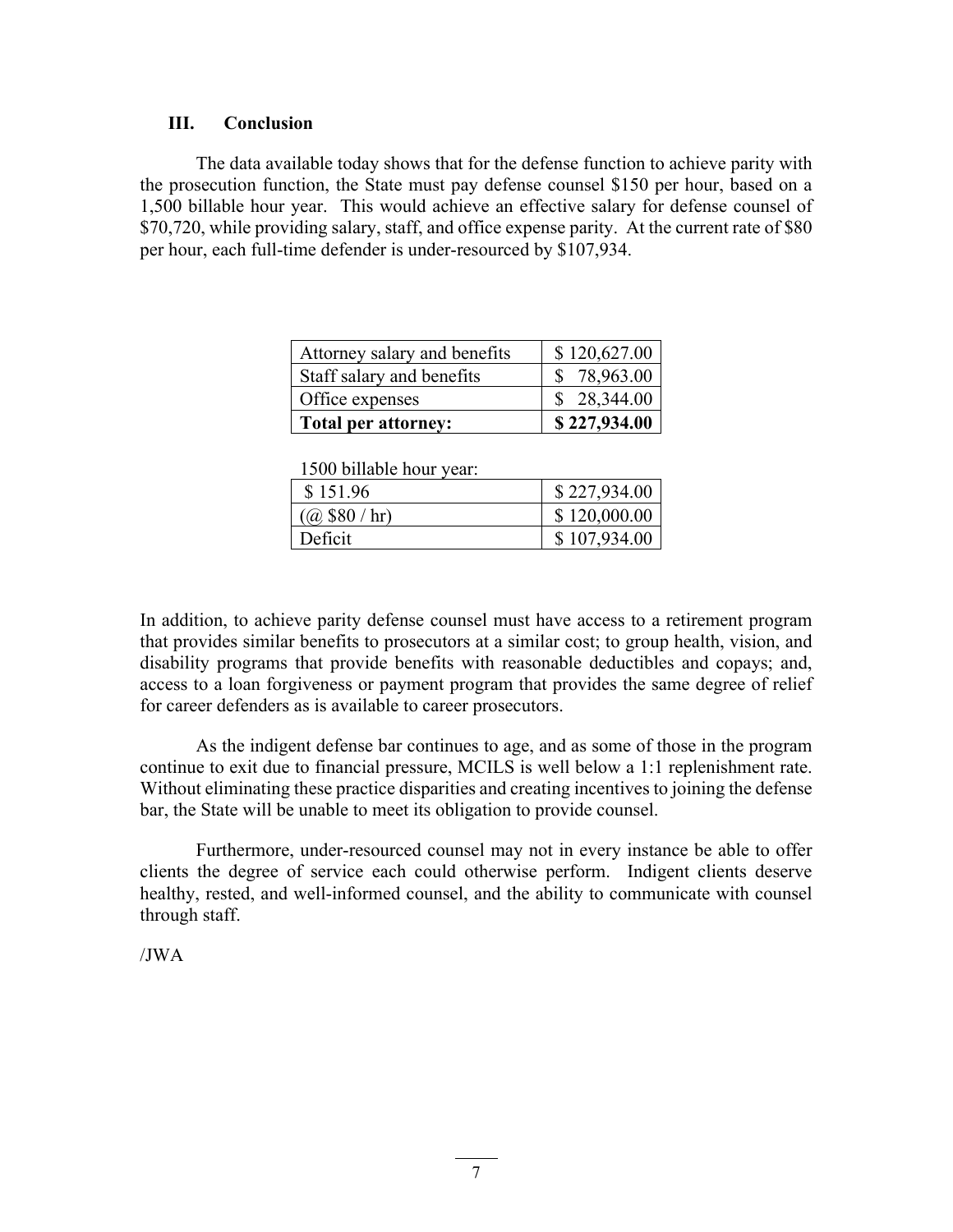## III. Conclusion

The data available today shows that for the defense function to achieve parity with the prosecution function, the State must pay defense counsel $150 per hour, based on a 1,500 billable hour year. This would achieve an effective salary for defense counsel of $70,720, while providing salary, staff, and office expense parity. At the current rate of $80 per hour, each full-time defender is under-resourced by $107,934.

| | |
|---|---|
| Attorney salary and benefits | $ 120,627.00 |
| Staff salary and benefits | $ 78,963.00 |
| Office expenses | $ 28,344.00 |
| **Total per attorney:** | **$ 227,934.00** |

1500 billable hour year:

| | |
|---|---|
| $ 151.96 | $ 227,934.00 |
| (@ $80 / hr) | $ 120,000.00 |
| Deficit | $ 107,934.00 |

In addition, to achieve parity defense counsel must have access to a retirement program that provides similar benefits to prosecutors at a similar cost; to group health, vision, and disability programs that provide benefits with reasonable deductibles and copays; and, access to a loan forgiveness or payment program that provides the same degree of relief for career defenders as is available to career prosecutors.

As the indigent defense bar continues to age, and as some of those in the program continue to exit due to financial pressure, MCILS is well below a 1:1 replenishment rate. Without eliminating these practice disparities and creating incentives to joining the defense bar, the State will be unable to meet its obligation to provide counsel.

Furthermore, under-resourced counsel may not in every instance be able to offer clients the degree of service each could otherwise perform. Indigent clients deserve healthy, rested, and well-informed counsel, and the ability to communicate with counsel through staff.

/JWA